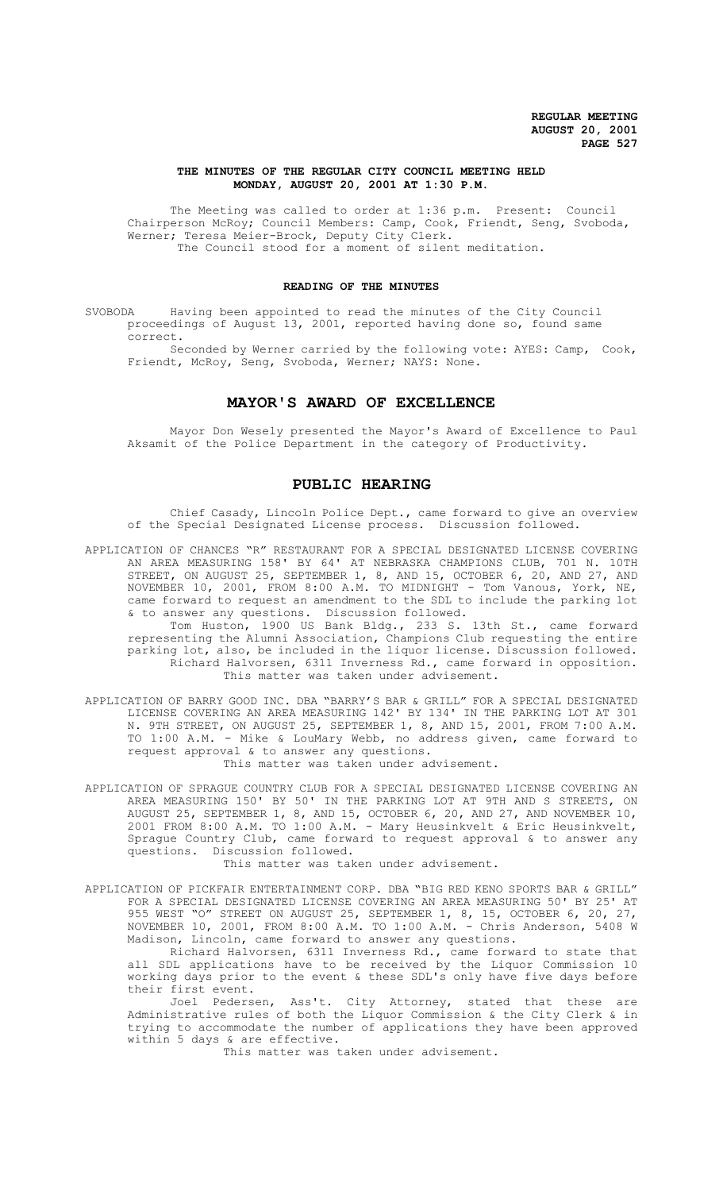**THE MINUTES OF THE REGULAR CITY COUNCIL MEETING HELD MONDAY, AUGUST 20, 2001 AT 1:30 P.M.**

The Meeting was called to order at 1:36 p.m. Present: Council Chairperson McRoy; Council Members: Camp, Cook, Friendt, Seng, Svoboda, Werner; Teresa Meier-Brock, Deputy City Clerk.

The Council stood for a moment of silent meditation.

**READING OF THE MINUTES**

SVOBODA Having been appointed to read the minutes of the City Council proceedings of August 13, 2001, reported having done so, found same correct.

Seconded by Werner carried by the following vote: AYES: Camp, Cook, Friendt, McRoy, Seng, Svoboda, Werner; NAYS: None.

## MAYOR'S AWARD OF EXCELLENCE

Mayor Don Wesely presented the Mayor's Award of Excellence to Paul Aksamit of the Police Department in the category of Productivity.

## PUBLIC HEARING

Chief Casady, Lincoln Police Dept., came forward to give an overview of the Special Designated License process. Discussion followed.

APPLICATION OF CHANCES "R" RESTAURANT FOR A SPECIAL DESIGNATED LICENSE COVERING AN AREA MEASURING 158' BY 64' AT NEBRASKA CHAMPIONS CLUB, 701 N. 10TH STREET, ON AUGUST 25, SEPTEMBER 1, 8, AND 15, OCTOBER 6, 20, AND 27, AND NOVEMBER 10, 2001, FROM 8:00 A.M. TO MIDNIGHT - Tom Vanous, York, NE, came forward to request an amendment to the SDL to include the parking lot & to answer any questions. Discussion followed.

Tom Huston, 1900 US Bank Bldg., 233 S. 13th St., came forward representing the Alumni Association, Champions Club requesting the entire parking lot, also, be included in the liquor license. Discussion followed.

Richard Halvorsen, 6311 Inverness Rd., came forward in opposition.

This matter was taken under advisement.

APPLICATION OF BARRY GOOD INC. DBA "BARRY'S BAR & GRILL" FOR A SPECIAL DESIGNATED LICENSE COVERING AN AREA MEASURING 142' BY 134' IN THE PARKING LOT AT 301 N. 9TH STREET, ON AUGUST 25, SEPTEMBER 1, 8, AND 15, 2001, FROM 7:00 A.M. TO 1:00 A.M. - Mike & LouMary Webb, no address given, came forward to request approval & to answer any questions.

This matter was taken under advisement.

APPLICATION OF SPRAGUE COUNTRY CLUB FOR A SPECIAL DESIGNATED LICENSE COVERING AN AREA MEASURING 150' BY 50' IN THE PARKING LOT AT 9TH AND S STREETS, ON AUGUST 25, SEPTEMBER 1, 8, AND 15, OCTOBER 6, 20, AND 27, AND NOVEMBER 10, 2001 FROM 8:00 A.M. TO 1:00 A.M. - Mary Heusinkvelt & Eric Heusinkvelt, Sprague Country Club, came forward to request approval & to answer any questions. Discussion followed.

This matter was taken under advisement.

APPLICATION OF PICKFAIR ENTERTAINMENT CORP. DBA "BIG RED KENO SPORTS BAR & GRILL" FOR A SPECIAL DESIGNATED LICENSE COVERING AN AREA MEASURING 50' BY 25' AT 955 WEST "O" STREET ON AUGUST 25, SEPTEMBER 1, 8, 15, OCTOBER 6, 20, 27, NOVEMBER 10, 2001, FROM 8:00 A.M. TO 1:00 A.M. - Chris Anderson, 5408 W Madison, Lincoln, came forward to answer any questions.

Richard Halvorsen, 6311 Inverness Rd., came forward to state that all SDL applications have to be received by the Liquor Commission 10 working days prior to the event & these SDL's only have five days before their first event.

Joel Pedersen, Ass't. City Attorney, stated that these are Administrative rules of both the Liquor Commission & the City Clerk & in trying to accommodate the number of applications they have been approved within 5 days & are effective.

This matter was taken under advisement.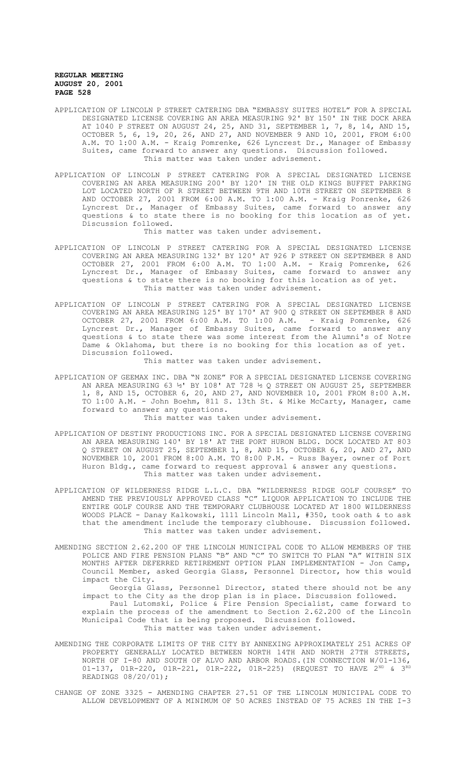APPLICATION OF LINCOLN P STREET CATERING DBA "EMBASSY SUITES HOTEL" FOR A SPECIAL DESIGNATED LICENSE COVERING AN AREA MEASURING 92' BY 150' IN THE DOCK AREA AT 1040 P STREET ON AUGUST 24, 25, AND 31, SEPTEMBER 1, 7, 8, 14, AND 15, OCTOBER 5, 6, 19, 20, 26, AND 27, AND NOVEMBER 9 AND 10, 2001, FROM 6:00 A.M. TO 1:00 A.M. - Kraig Pomrenke, 626 Lyncrest Dr., Manager of Embassy Suites, came forward to answer any questions. Discussion followed.
This matter was taken under advisement.

APPLICATION OF LINCOLN P STREET CATERING FOR A SPECIAL DESIGNATED LICENSE COVERING AN AREA MEASURING 200' BY 120' IN THE OLD KINGS BUFFET PARKING LOT LOCATED NORTH OF R STREET BETWEEN 9TH AND 10TH STREET ON SEPTEMBER 8 AND OCTOBER 27, 2001 FROM 6:00 A.M. TO 1:00 A.M. - Kraig Ponrenke, 626 Lyncrest Dr., Manager of Embassy Suites, came forward to answer any questions & to state there is no booking for this location as of yet. Discussion followed.
This matter was taken under advisement.

APPLICATION OF LINCOLN P STREET CATERING FOR A SPECIAL DESIGNATED LICENSE COVERING AN AREA MEASURING 132' BY 120' AT 926 P STREET ON SEPTEMBER 8 AND OCTOBER 27, 2001 FROM 6:00 A.M. TO 1:00 A.M. - Kraig Pomrenke, 626 Lyncrest Dr., Manager of Embassy Suites, came forward to answer any questions & to state there is no booking for this location as of yet.
This matter was taken under advisement.

APPLICATION OF LINCOLN P STREET CATERING FOR A SPECIAL DESIGNATED LICENSE COVERING AN AREA MEASURING 125' BY 170' AT 900 Q STREET ON SEPTEMBER 8 AND OCTOBER 27, 2001 FROM 6:00 A.M. TO 1:00 A.M. - Kraig Pomrenke, 626 Lyncrest Dr., Manager of Embassy Suites, came forward to answer any questions & to state there was some interest from the Alumni's of Notre Dame & Oklahoma, but there is no booking for this location as of yet. Discussion followed.
This matter was taken under advisement.

APPLICATION OF GEEMAX INC. DBA "N ZONE" FOR A SPECIAL DESIGNATED LICENSE COVERING AN AREA MEASURING 63 ½' BY 108' AT 728 ½ Q STREET ON AUGUST 25, SEPTEMBER 1, 8, AND 15, OCTOBER 6, 20, AND 27, AND NOVEMBER 10, 2001 FROM 8:00 A.M. TO 1:00 A.M. - John Boehm, 811 S. 13th St. & Mike McCarty, Manager, came forward to answer any questions.
This matter was taken under advisement.

APPLICATION OF DESTINY PRODUCTIONS INC. FOR A SPECIAL DESIGNATED LICENSE COVERING AN AREA MEASURING 140' BY 18' AT THE PORT HURON BLDG. DOCK LOCATED AT 803 Q STREET ON AUGUST 25, SEPTEMBER 1, 8, AND 15, OCTOBER 6, 20, AND 27, AND NOVEMBER 10, 2001 FROM 8:00 A.M. TO 8:00 P.M. - Russ Bayer, owner of Port Huron Bldg., came forward to request approval & answer any questions.
This matter was taken under advisement.

APPLICATION OF WILDERNESS RIDGE L.L.C. DBA "WILDERNESS RIDGE GOLF COURSE" TO AMEND THE PREVIOUSLY APPROVED CLASS "C" LIQUOR APPLICATION TO INCLUDE THE ENTIRE GOLF COURSE AND THE TEMPORARY CLUBHOUSE LOCATED AT 1800 WILDERNESS WOODS PLACE - Danay Kalkowski, 1111 Lincoln Mall, #350, took oath & to ask that the amendment include the temporary clubhouse. Discussion followed.
This matter was taken under advisement.

AMENDING SECTION 2.62.200 OF THE LINCOLN MUNICIPAL CODE TO ALLOW MEMBERS OF THE POLICE AND FIRE PENSION PLANS "B" AND "C" TO SWITCH TO PLAN "A" WITHIN SIX MONTHS AFTER DEFERRED RETIREMENT OPTION PLAN IMPLEMENTATION - Jon Camp, Council Member, asked Georgia Glass, Personnel Director, how this would impact the City.

Georgia Glass, Personnel Director, stated there should not be any impact to the City as the drop plan is in place. Discussion followed.

Paul Lutomski, Police & Fire Pension Specialist, came forward to explain the process of the amendment to Section 2.62.200 of the Lincoln Municipal Code that is being proposed. Discussion followed.
This matter was taken under advisement.

AMENDING THE CORPORATE LIMITS OF THE CITY BY ANNEXING APPROXIMATELY 251 ACRES OF PROPERTY GENERALLY LOCATED BETWEEN NORTH 14TH AND NORTH 27TH STREETS, NORTH OF I-80 AND SOUTH OF ALVO AND ARBOR ROADS.(IN CONNECTION W/01-136, 01-137, 01R-220, 01R-221, 01R-222, 01R-225) (REQUEST TO HAVE 2ND & 3RD READINGS 08/20/01);

CHANGE OF ZONE 3325 - AMENDING CHAPTER 27.51 OF THE LINCOLN MUNICIPAL CODE TO ALLOW DEVELOPMENT OF A MINIMUM OF 50 ACRES INSTEAD OF 75 ACRES IN THE I-3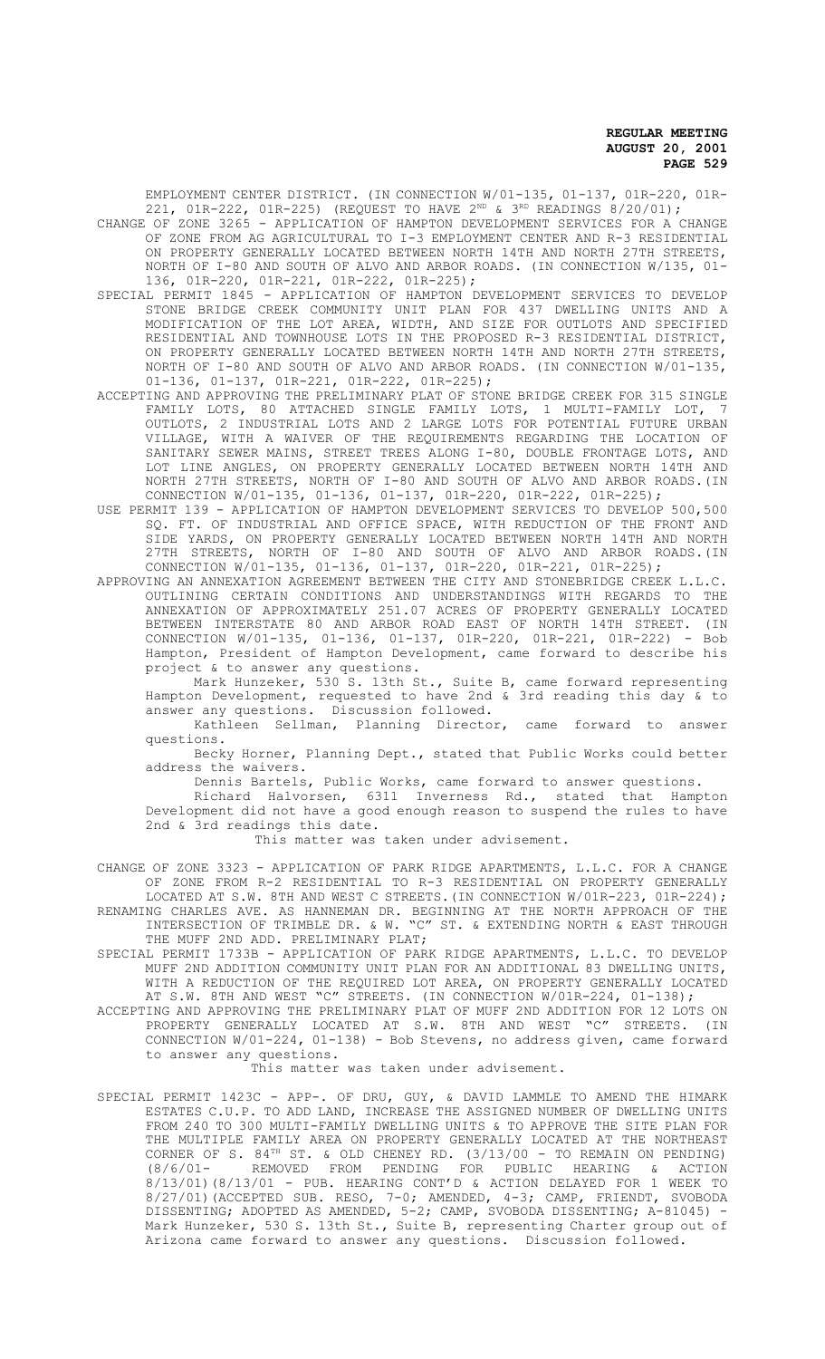EMPLOYMENT CENTER DISTRICT. (IN CONNECTION W/01-135, 01-137, 01R-220, 01R-221, 01R-222, 01R-225) (REQUEST TO HAVE 2ND & 3RD READINGS 8/20/01);

CHANGE OF ZONE 3265 - APPLICATION OF HAMPTON DEVELOPMENT SERVICES FOR A CHANGE OF ZONE FROM AG AGRICULTURAL TO I-3 EMPLOYMENT CENTER AND R-3 RESIDENTIAL ON PROPERTY GENERALLY LOCATED BETWEEN NORTH 14TH AND NORTH 27TH STREETS, NORTH OF I-80 AND SOUTH OF ALVO AND ARBOR ROADS. (IN CONNECTION W/135, 01-136, 01R-220, 01R-221, 01R-222, 01R-225);

SPECIAL PERMIT 1845 - APPLICATION OF HAMPTON DEVELOPMENT SERVICES TO DEVELOP STONE BRIDGE CREEK COMMUNITY UNIT PLAN FOR 437 DWELLING UNITS AND A MODIFICATION OF THE LOT AREA, WIDTH, AND SIZE FOR OUTLOTS AND SPECIFIED RESIDENTIAL AND TOWNHOUSE LOTS IN THE PROPOSED R-3 RESIDENTIAL DISTRICT, ON PROPERTY GENERALLY LOCATED BETWEEN NORTH 14TH AND NORTH 27TH STREETS, NORTH OF I-80 AND SOUTH OF ALVO AND ARBOR ROADS. (IN CONNECTION W/01-135, 01-136, 01-137, 01R-221, 01R-222, 01R-225);

ACCEPTING AND APPROVING THE PRELIMINARY PLAT OF STONE BRIDGE CREEK FOR 315 SINGLE FAMILY LOTS, 80 ATTACHED SINGLE FAMILY LOTS, 1 MULTI-FAMILY LOT, 7 OUTLOTS, 2 INDUSTRIAL LOTS AND 2 LARGE LOTS FOR POTENTIAL FUTURE URBAN VILLAGE, WITH A WAIVER OF THE REQUIREMENTS REGARDING THE LOCATION OF SANITARY SEWER MAINS, STREET TREES ALONG I-80, DOUBLE FRONTAGE LOTS, AND LOT LINE ANGLES, ON PROPERTY GENERALLY LOCATED BETWEEN NORTH 14TH AND NORTH 27TH STREETS, NORTH OF I-80 AND SOUTH OF ALVO AND ARBOR ROADS.(IN CONNECTION W/01-135, 01-136, 01-137, 01R-220, 01R-222, 01R-225);

USE PERMIT 139 - APPLICATION OF HAMPTON DEVELOPMENT SERVICES TO DEVELOP 500,500 SQ. FT. OF INDUSTRIAL AND OFFICE SPACE, WITH REDUCTION OF THE FRONT AND SIDE YARDS, ON PROPERTY GENERALLY LOCATED BETWEEN NORTH 14TH AND NORTH 27TH STREETS, NORTH OF I-80 AND SOUTH OF ALVO AND ARBOR ROADS.(IN CONNECTION W/01-135, 01-136, 01-137, 01R-220, 01R-221, 01R-225);

APPROVING AN ANNEXATION AGREEMENT BETWEEN THE CITY AND STONEBRIDGE CREEK L.L.C. OUTLINING CERTAIN CONDITIONS AND UNDERSTANDINGS WITH REGARDS TO THE ANNEXATION OF APPROXIMATELY 251.07 ACRES OF PROPERTY GENERALLY LOCATED BETWEEN INTERSTATE 80 AND ARBOR ROAD EAST OF NORTH 14TH STREET. (IN CONNECTION W/01-135, 01-136, 01-137, 01R-220, 01R-221, 01R-222) - Bob Hampton, President of Hampton Development, came forward to describe his project & to answer any questions.

Mark Hunzeker, 530 S. 13th St., Suite B, came forward representing Hampton Development, requested to have 2nd & 3rd reading this day & to answer any questions. Discussion followed.

Kathleen Sellman, Planning Director, came forward to answer questions.

Becky Horner, Planning Dept., stated that Public Works could better address the waivers.

Dennis Bartels, Public Works, came forward to answer questions.

Richard Halvorsen, 6311 Inverness Rd., stated that Hampton Development did not have a good enough reason to suspend the rules to have 2nd & 3rd readings this date.

This matter was taken under advisement.

CHANGE OF ZONE 3323 - APPLICATION OF PARK RIDGE APARTMENTS, L.L.C. FOR A CHANGE OF ZONE FROM R-2 RESIDENTIAL TO R-3 RESIDENTIAL ON PROPERTY GENERALLY LOCATED AT S.W. 8TH AND WEST C STREETS.(IN CONNECTION W/01R-223, 01R-224);

RENAMING CHARLES AVE. AS HANNEMAN DR. BEGINNING AT THE NORTH APPROACH OF THE INTERSECTION OF TRIMBLE DR. & W. "C" ST. & EXTENDING NORTH & EAST THROUGH THE MUFF 2ND ADD. PRELIMINARY PLAT;

SPECIAL PERMIT 1733B - APPLICATION OF PARK RIDGE APARTMENTS, L.L.C. TO DEVELOP MUFF 2ND ADDITION COMMUNITY UNIT PLAN FOR AN ADDITIONAL 83 DWELLING UNITS, WITH A REDUCTION OF THE REQUIRED LOT AREA, ON PROPERTY GENERALLY LOCATED AT S.W. 8TH AND WEST "C" STREETS. (IN CONNECTION W/01R-224, 01-138);

ACCEPTING AND APPROVING THE PRELIMINARY PLAT OF MUFF 2ND ADDITION FOR 12 LOTS ON PROPERTY GENERALLY LOCATED AT S.W. 8TH AND WEST "C" STREETS. (IN CONNECTION W/01-224, 01-138) - Bob Stevens, no address given, came forward to answer any questions.

This matter was taken under advisement.

SPECIAL PERMIT 1423C - APP-. OF DRU, GUY, & DAVID LAMMLE TO AMEND THE HIMARK ESTATES C.U.P. TO ADD LAND, INCREASE THE ASSIGNED NUMBER OF DWELLING UNITS FROM 240 TO 300 MULTI-FAMILY DWELLING UNITS & TO APPROVE THE SITE PLAN FOR THE MULTIPLE FAMILY AREA ON PROPERTY GENERALLY LOCATED AT THE NORTHEAST CORNER OF S. 84TH ST. & OLD CHENEY RD. (3/13/00 - TO REMAIN ON PENDING) (8/6/01- REMOVED FROM PENDING FOR PUBLIC HEARING & ACTION 8/13/01)(8/13/01 - PUB. HEARING CONT'D & ACTION DELAYED FOR 1 WEEK TO 8/27/01)(ACCEPTED SUB. RESO, 7-0; AMENDED, 4-3; CAMP, FRIENDT, SVOBODA DISSENTING; ADOPTED AS AMENDED, 5-2; CAMP, SVOBODA DISSENTING; A-81045) - Mark Hunzeker, 530 S. 13th St., Suite B, representing Charter group out of Arizona came forward to answer any questions. Discussion followed.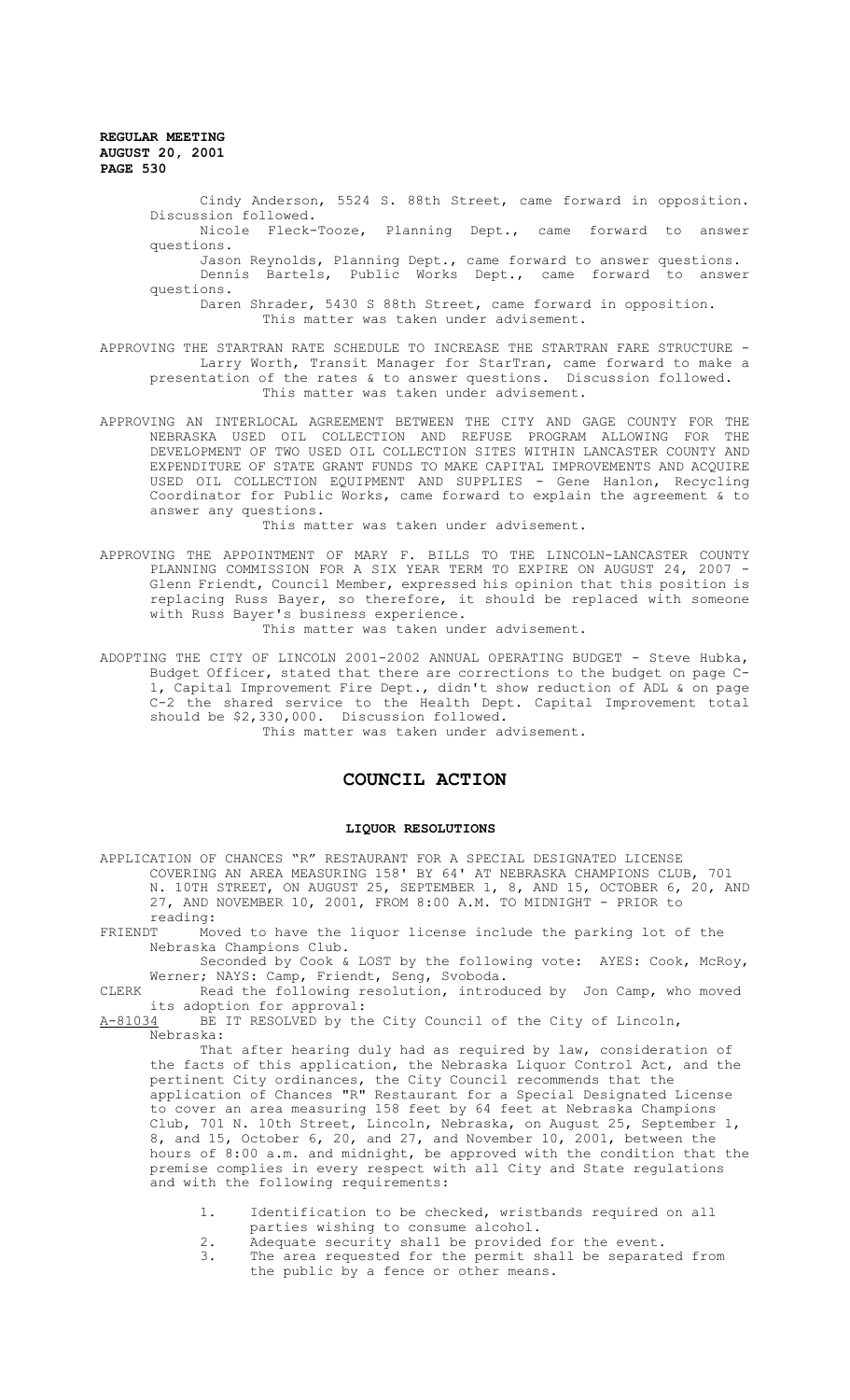Cindy Anderson, 5524 S. 88th Street, came forward in opposition. Discussion followed.

Nicole Fleck-Tooze, Planning Dept., came forward to answer questions.

Jason Reynolds, Planning Dept., came forward to answer questions.

Dennis Bartels, Public Works Dept., came forward to answer questions.

Daren Shrader, 5430 S 88th Street, came forward in opposition.

This matter was taken under advisement.

APPROVING THE STARTRAN RATE SCHEDULE TO INCREASE THE STARTRAN FARE STRUCTURE - Larry Worth, Transit Manager for StarTran, came forward to make a presentation of the rates & to answer questions. Discussion followed.

This matter was taken under advisement.

APPROVING AN INTERLOCAL AGREEMENT BETWEEN THE CITY AND GAGE COUNTY FOR THE NEBRASKA USED OIL COLLECTION AND REFUSE PROGRAM ALLOWING FOR THE DEVELOPMENT OF TWO USED OIL COLLECTION SITES WITHIN LANCASTER COUNTY AND EXPENDITURE OF STATE GRANT FUNDS TO MAKE CAPITAL IMPROVEMENTS AND ACQUIRE USED OIL COLLECTION EQUIPMENT AND SUPPLIES - Gene Hanlon, Recycling Coordinator for Public Works, came forward to explain the agreement & to answer any questions.

This matter was taken under advisement.

APPROVING THE APPOINTMENT OF MARY F. BILLS TO THE LINCOLN-LANCASTER COUNTY PLANNING COMMISSION FOR A SIX YEAR TERM TO EXPIRE ON AUGUST 24, 2007 - Glenn Friendt, Council Member, expressed his opinion that this position is replacing Russ Bayer, so therefore, it should be replaced with someone with Russ Bayer's business experience.

This matter was taken under advisement.

ADOPTING THE CITY OF LINCOLN 2001-2002 ANNUAL OPERATING BUDGET - Steve Hubka, Budget Officer, stated that there are corrections to the budget on page C-1, Capital Improvement Fire Dept., didn't show reduction of ADL & on page C-2 the shared service to the Health Dept. Capital Improvement total should be $2,330,000. Discussion followed.

This matter was taken under advisement.

# COUNCIL ACTION

## LIQUOR RESOLUTIONS

APPLICATION OF CHANCES "R" RESTAURANT FOR A SPECIAL DESIGNATED LICENSE COVERING AN AREA MEASURING 158' BY 64' AT NEBRASKA CHAMPIONS CLUB, 701 N. 10TH STREET, ON AUGUST 25, SEPTEMBER 1, 8, AND 15, OCTOBER 6, 20, AND 27, AND NOVEMBER 10, 2001, FROM 8:00 A.M. TO MIDNIGHT - PRIOR to reading:

FRIENDT Moved to have the liquor license include the parking lot of the Nebraska Champions Club.

Seconded by Cook & LOST by the following vote: AYES: Cook, McRoy, Werner; NAYS: Camp, Friendt, Seng, Svoboda.

CLERK Read the following resolution, introduced by Jon Camp, who moved its adoption for approval:

A-81034 BE IT RESOLVED by the City Council of the City of Lincoln, Nebraska:

That after hearing duly had as required by law, consideration of the facts of this application, the Nebraska Liquor Control Act, and the pertinent City ordinances, the City Council recommends that the application of Chances "R" Restaurant for a Special Designated License to cover an area measuring 158 feet by 64 feet at Nebraska Champions Club, 701 N. 10th Street, Lincoln, Nebraska, on August 25, September 1, 8, and 15, October 6, 20, and 27, and November 10, 2001, between the hours of 8:00 a.m. and midnight, be approved with the condition that the premise complies in every respect with all City and State regulations and with the following requirements:

1. Identification to be checked, wristbands required on all parties wishing to consume alcohol.
2. Adequate security shall be provided for the event.
3. The area requested for the permit shall be separated from the public by a fence or other means.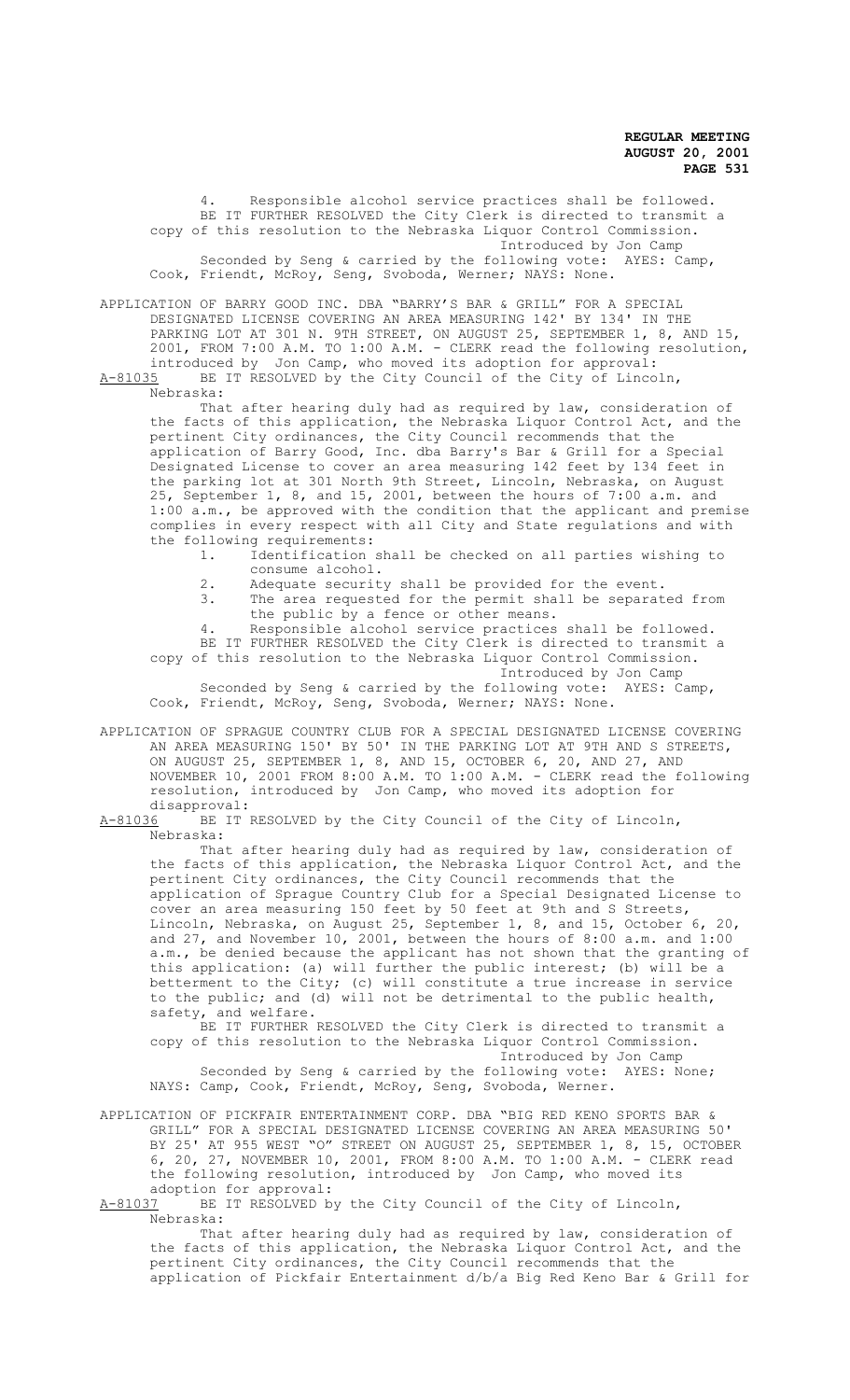4. Responsible alcohol service practices shall be followed.

BE IT FURTHER RESOLVED the City Clerk is directed to transmit a copy of this resolution to the Nebraska Liquor Control Commission.

Introduced by Jon Camp

Seconded by Seng & carried by the following vote: AYES: Camp, Cook, Friendt, McRoy, Seng, Svoboda, Werner; NAYS: None.

APPLICATION OF BARRY GOOD INC. DBA "BARRY'S BAR & GRILL" FOR A SPECIAL DESIGNATED LICENSE COVERING AN AREA MEASURING 142' BY 134' IN THE PARKING LOT AT 301 N. 9TH STREET, ON AUGUST 25, SEPTEMBER 1, 8, AND 15, 2001, FROM 7:00 A.M. TO 1:00 A.M. - CLERK read the following resolution, introduced by Jon Camp, who moved its adoption for approval:

A-81035 BE IT RESOLVED by the City Council of the City of Lincoln, Nebraska:

That after hearing duly had as required by law, consideration of the facts of this application, the Nebraska Liquor Control Act, and the pertinent City ordinances, the City Council recommends that the application of Barry Good, Inc. dba Barry's Bar & Grill for a Special Designated License to cover an area measuring 142 feet by 134 feet in the parking lot at 301 North 9th Street, Lincoln, Nebraska, on August 25, September 1, 8, and 15, 2001, between the hours of 7:00 a.m. and 1:00 a.m., be approved with the condition that the applicant and premise complies in every respect with all City and State regulations and with the following requirements:

1. Identification shall be checked on all parties wishing to consume alcohol.
2. Adequate security shall be provided for the event.
3. The area requested for the permit shall be separated from the public by a fence or other means.
4. Responsible alcohol service practices shall be followed.

BE IT FURTHER RESOLVED the City Clerk is directed to transmit a copy of this resolution to the Nebraska Liquor Control Commission.

Introduced by Jon Camp

Seconded by Seng & carried by the following vote: AYES: Camp, Cook, Friendt, McRoy, Seng, Svoboda, Werner; NAYS: None.

APPLICATION OF SPRAGUE COUNTRY CLUB FOR A SPECIAL DESIGNATED LICENSE COVERING AN AREA MEASURING 150' BY 50' IN THE PARKING LOT AT 9TH AND S STREETS, ON AUGUST 25, SEPTEMBER 1, 8, AND 15, OCTOBER 6, 20, AND 27, AND NOVEMBER 10, 2001 FROM 8:00 A.M. TO 1:00 A.M. - CLERK read the following resolution, introduced by Jon Camp, who moved its adoption for disapproval:

A-81036 BE IT RESOLVED by the City Council of the City of Lincoln, Nebraska:

That after hearing duly had as required by law, consideration of the facts of this application, the Nebraska Liquor Control Act, and the pertinent City ordinances, the City Council recommends that the application of Sprague Country Club for a Special Designated License to cover an area measuring 150 feet by 50 feet at 9th and S Streets, Lincoln, Nebraska, on August 25, September 1, 8, and 15, October 6, 20, and 27, and November 10, 2001, between the hours of 8:00 a.m. and 1:00 a.m., be denied because the applicant has not shown that the granting of this application: (a) will further the public interest; (b) will be a betterment to the City; (c) will constitute a true increase in service to the public; and (d) will not be detrimental to the public health, safety, and welfare.

BE IT FURTHER RESOLVED the City Clerk is directed to transmit a copy of this resolution to the Nebraska Liquor Control Commission.

Introduced by Jon Camp

Seconded by Seng & carried by the following vote: AYES: None; NAYS: Camp, Cook, Friendt, McRoy, Seng, Svoboda, Werner.

APPLICATION OF PICKFAIR ENTERTAINMENT CORP. DBA "BIG RED KENO SPORTS BAR & GRILL" FOR A SPECIAL DESIGNATED LICENSE COVERING AN AREA MEASURING 50' BY 25' AT 955 WEST "O" STREET ON AUGUST 25, SEPTEMBER 1, 8, 15, OCTOBER 6, 20, 27, NOVEMBER 10, 2001, FROM 8:00 A.M. TO 1:00 A.M. - CLERK read the following resolution, introduced by Jon Camp, who moved its adoption for approval:

A-81037 BE IT RESOLVED by the City Council of the City of Lincoln, Nebraska:

That after hearing duly had as required by law, consideration of the facts of this application, the Nebraska Liquor Control Act, and the pertinent City ordinances, the City Council recommends that the application of Pickfair Entertainment d/b/a Big Red Keno Bar & Grill for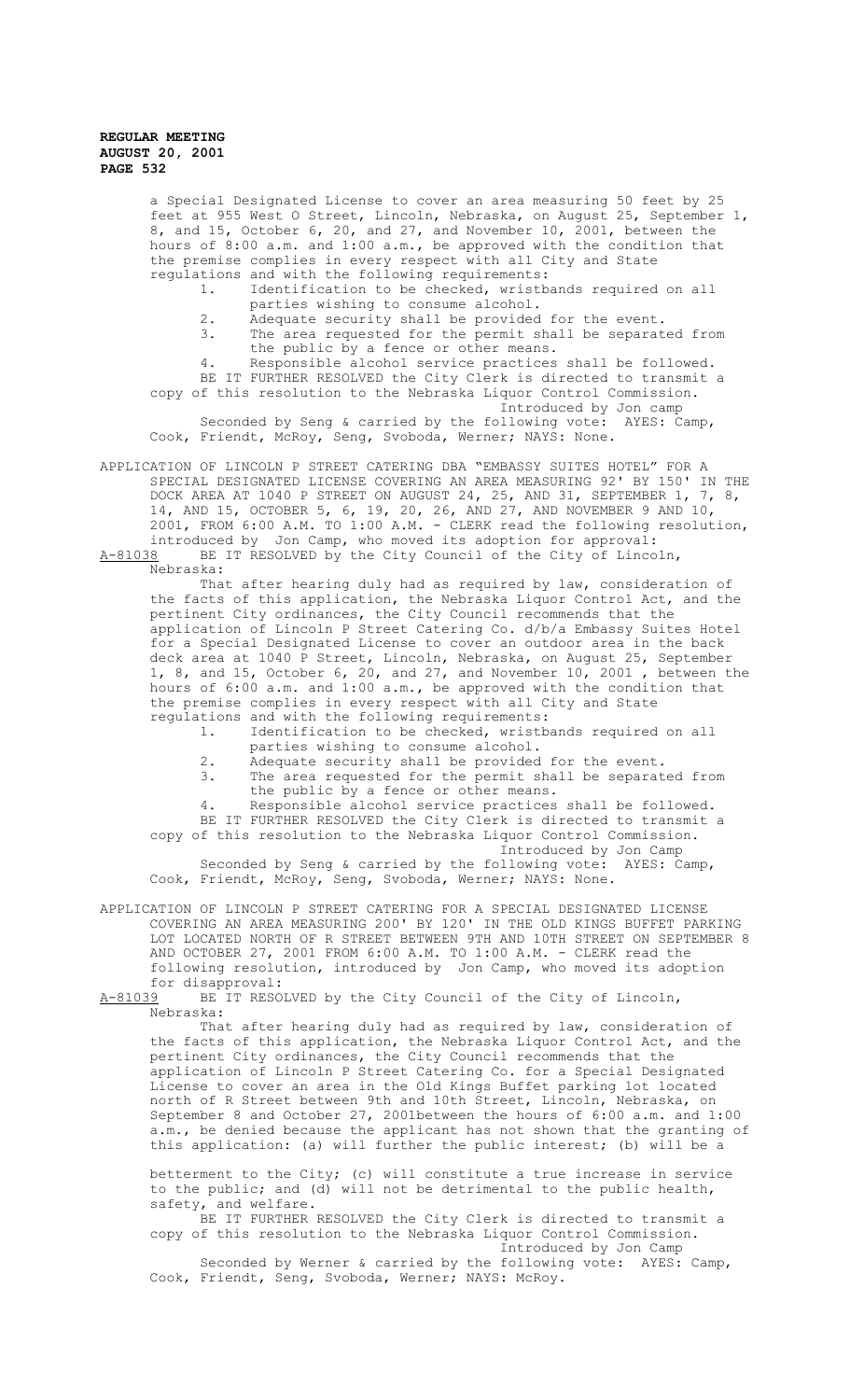a Special Designated License to cover an area measuring 50 feet by 25 feet at 955 West O Street, Lincoln, Nebraska, on August 25, September 1, 8, and 15, October 6, 20, and 27, and November 10, 2001, between the hours of 8:00 a.m. and 1:00 a.m., be approved with the condition that the premise complies in every respect with all City and State regulations and with the following requirements:

1. Identification to be checked, wristbands required on all parties wishing to consume alcohol.
2. Adequate security shall be provided for the event.
3. The area requested for the permit shall be separated from the public by a fence or other means.
4. Responsible alcohol service practices shall be followed.

BE IT FURTHER RESOLVED the City Clerk is directed to transmit a copy of this resolution to the Nebraska Liquor Control Commission.

Introduced by Jon camp

Seconded by Seng & carried by the following vote: AYES: Camp, Cook, Friendt, McRoy, Seng, Svoboda, Werner; NAYS: None.

APPLICATION OF LINCOLN P STREET CATERING DBA "EMBASSY SUITES HOTEL" FOR A SPECIAL DESIGNATED LICENSE COVERING AN AREA MEASURING 92' BY 150' IN THE DOCK AREA AT 1040 P STREET ON AUGUST 24, 25, AND 31, SEPTEMBER 1, 7, 8, 14, AND 15, OCTOBER 5, 6, 19, 20, 26, AND 27, AND NOVEMBER 9 AND 10, 2001, FROM 6:00 A.M. TO 1:00 A.M. - CLERK read the following resolution, introduced by Jon Camp, who moved its adoption for approval:

A-81038 BE IT RESOLVED by the City Council of the City of Lincoln, Nebraska:

That after hearing duly had as required by law, consideration of the facts of this application, the Nebraska Liquor Control Act, and the pertinent City ordinances, the City Council recommends that the application of Lincoln P Street Catering Co. d/b/a Embassy Suites Hotel for a Special Designated License to cover an outdoor area in the back deck area at 1040 P Street, Lincoln, Nebraska, on August 25, September 1, 8, and 15, October 6, 20, and 27, and November 10, 2001 , between the hours of 6:00 a.m. and 1:00 a.m., be approved with the condition that the premise complies in every respect with all City and State regulations and with the following requirements:

1. Identification to be checked, wristbands required on all parties wishing to consume alcohol.
2. Adequate security shall be provided for the event.
3. The area requested for the permit shall be separated from the public by a fence or other means.
4. Responsible alcohol service practices shall be followed.

BE IT FURTHER RESOLVED the City Clerk is directed to transmit a copy of this resolution to the Nebraska Liquor Control Commission.

Introduced by Jon Camp

Seconded by Seng & carried by the following vote: AYES: Camp, Cook, Friendt, McRoy, Seng, Svoboda, Werner; NAYS: None.

APPLICATION OF LINCOLN P STREET CATERING FOR A SPECIAL DESIGNATED LICENSE COVERING AN AREA MEASURING 200' BY 120' IN THE OLD KINGS BUFFET PARKING LOT LOCATED NORTH OF R STREET BETWEEN 9TH AND 10TH STREET ON SEPTEMBER 8 AND OCTOBER 27, 2001 FROM 6:00 A.M. TO 1:00 A.M. - CLERK read the following resolution, introduced by Jon Camp, who moved its adoption for disapproval:

A-81039 BE IT RESOLVED by the City Council of the City of Lincoln, Nebraska:

That after hearing duly had as required by law, consideration of the facts of this application, the Nebraska Liquor Control Act, and the pertinent City ordinances, the City Council recommends that the application of Lincoln P Street Catering Co. for a Special Designated License to cover an area in the Old Kings Buffet parking lot located north of R Street between 9th and 10th Street, Lincoln, Nebraska, on September 8 and October 27, 2001between the hours of 6:00 a.m. and 1:00 a.m., be denied because the applicant has not shown that the granting of this application: (a) will further the public interest; (b) will be a betterment to the City; (c) will constitute a true increase in service to the public; and (d) will not be detrimental to the public health, safety, and welfare.

BE IT FURTHER RESOLVED the City Clerk is directed to transmit a copy of this resolution to the Nebraska Liquor Control Commission.

Introduced by Jon Camp

Seconded by Werner & carried by the following vote: AYES: Camp, Cook, Friendt, Seng, Svoboda, Werner; NAYS: McRoy.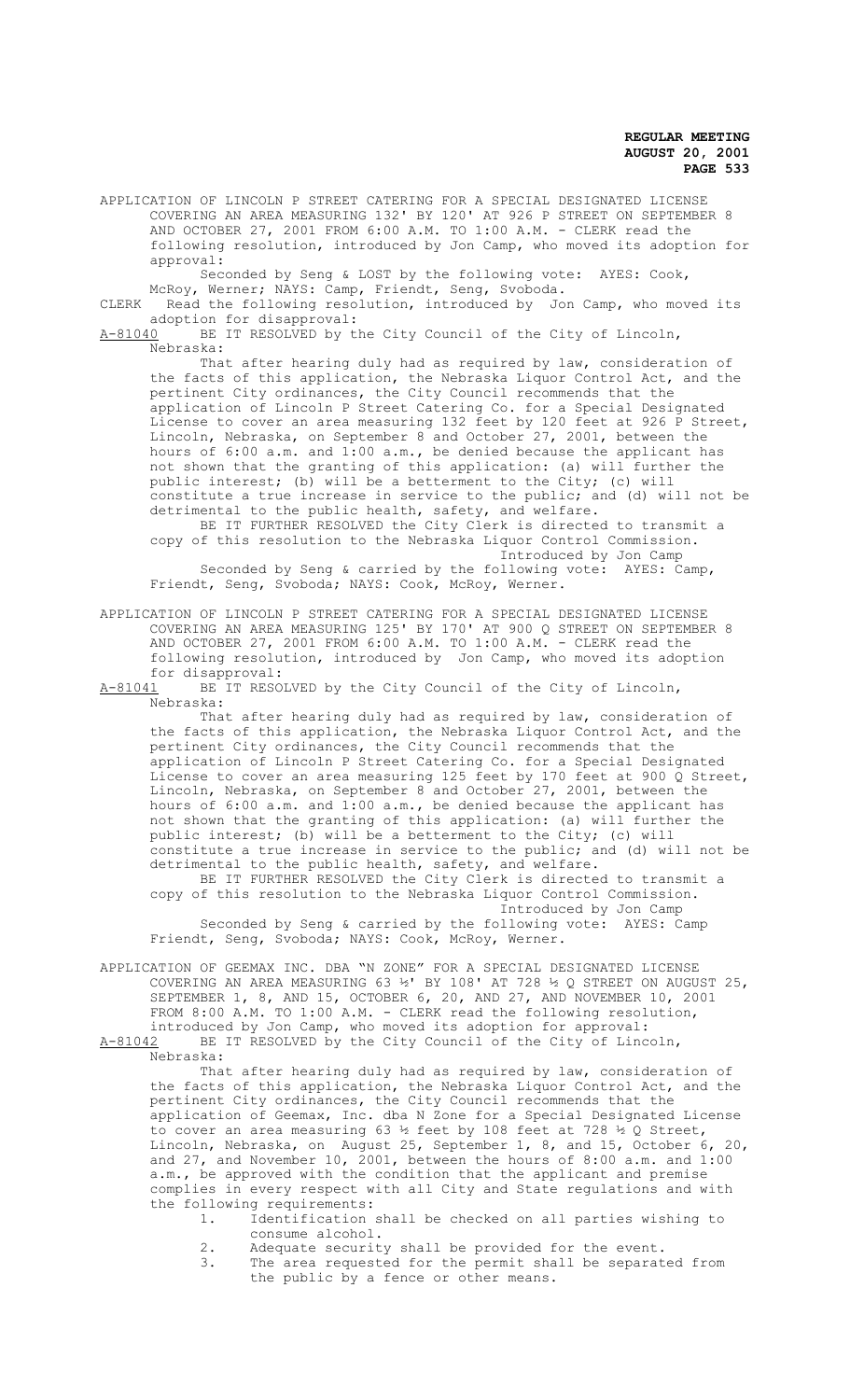APPLICATION OF LINCOLN P STREET CATERING FOR A SPECIAL DESIGNATED LICENSE COVERING AN AREA MEASURING 132' BY 120' AT 926 P STREET ON SEPTEMBER 8 AND OCTOBER 27, 2001 FROM 6:00 A.M. TO 1:00 A.M. - CLERK read the following resolution, introduced by Jon Camp, who moved its adoption for approval:

Seconded by Seng & LOST by the following vote: AYES: Cook, McRoy, Werner; NAYS: Camp, Friendt, Seng, Svoboda.

CLERK Read the following resolution, introduced by Jon Camp, who moved its adoption for disapproval:

A-81040 BE IT RESOLVED by the City Council of the City of Lincoln, Nebraska:

That after hearing duly had as required by law, consideration of the facts of this application, the Nebraska Liquor Control Act, and the pertinent City ordinances, the City Council recommends that the application of Lincoln P Street Catering Co. for a Special Designated License to cover an area measuring 132 feet by 120 feet at 926 P Street, Lincoln, Nebraska, on September 8 and October 27, 2001, between the hours of 6:00 a.m. and 1:00 a.m., be denied because the applicant has not shown that the granting of this application: (a) will further the public interest; (b) will be a betterment to the City; (c) will constitute a true increase in service to the public; and (d) will not be detrimental to the public health, safety, and welfare.

BE IT FURTHER RESOLVED the City Clerk is directed to transmit a copy of this resolution to the Nebraska Liquor Control Commission.

Introduced by Jon Camp

Seconded by Seng & carried by the following vote: AYES: Camp, Friendt, Seng, Svoboda; NAYS: Cook, McRoy, Werner.

APPLICATION OF LINCOLN P STREET CATERING FOR A SPECIAL DESIGNATED LICENSE COVERING AN AREA MEASURING 125' BY 170' AT 900 Q STREET ON SEPTEMBER 8 AND OCTOBER 27, 2001 FROM 6:00 A.M. TO 1:00 A.M. - CLERK read the following resolution, introduced by Jon Camp, who moved its adoption for disapproval:

A-81041 BE IT RESOLVED by the City Council of the City of Lincoln, Nebraska:

That after hearing duly had as required by law, consideration of the facts of this application, the Nebraska Liquor Control Act, and the pertinent City ordinances, the City Council recommends that the application of Lincoln P Street Catering Co. for a Special Designated License to cover an area measuring 125 feet by 170 feet at 900 Q Street, Lincoln, Nebraska, on September 8 and October 27, 2001, between the hours of 6:00 a.m. and 1:00 a.m., be denied because the applicant has not shown that the granting of this application: (a) will further the public interest; (b) will be a betterment to the City; (c) will constitute a true increase in service to the public; and (d) will not be detrimental to the public health, safety, and welfare.

BE IT FURTHER RESOLVED the City Clerk is directed to transmit a copy of this resolution to the Nebraska Liquor Control Commission.

Introduced by Jon Camp

Seconded by Seng & carried by the following vote: AYES: Camp Friendt, Seng, Svoboda; NAYS: Cook, McRoy, Werner.

APPLICATION OF GEEMAX INC. DBA "N ZONE" FOR A SPECIAL DESIGNATED LICENSE COVERING AN AREA MEASURING 63 ½' BY 108' AT 728 ½ Q STREET ON AUGUST 25, SEPTEMBER 1, 8, AND 15, OCTOBER 6, 20, AND 27, AND NOVEMBER 10, 2001 FROM 8:00 A.M. TO 1:00 A.M. - CLERK read the following resolution, introduced by Jon Camp, who moved its adoption for approval:

A-81042 BE IT RESOLVED by the City Council of the City of Lincoln, Nebraska:

That after hearing duly had as required by law, consideration of the facts of this application, the Nebraska Liquor Control Act, and the pertinent City ordinances, the City Council recommends that the application of Geemax, Inc. dba N Zone for a Special Designated License to cover an area measuring 63 ½ feet by 108 feet at 728 ½ Q Street, Lincoln, Nebraska, on August 25, September 1, 8, and 15, October 6, 20, and 27, and November 10, 2001, between the hours of 8:00 a.m. and 1:00 a.m., be approved with the condition that the applicant and premise complies in every respect with all City and State regulations and with the following requirements:

1. Identification shall be checked on all parties wishing to consume alcohol.
2. Adequate security shall be provided for the event.
3. The area requested for the permit shall be separated from the public by a fence or other means.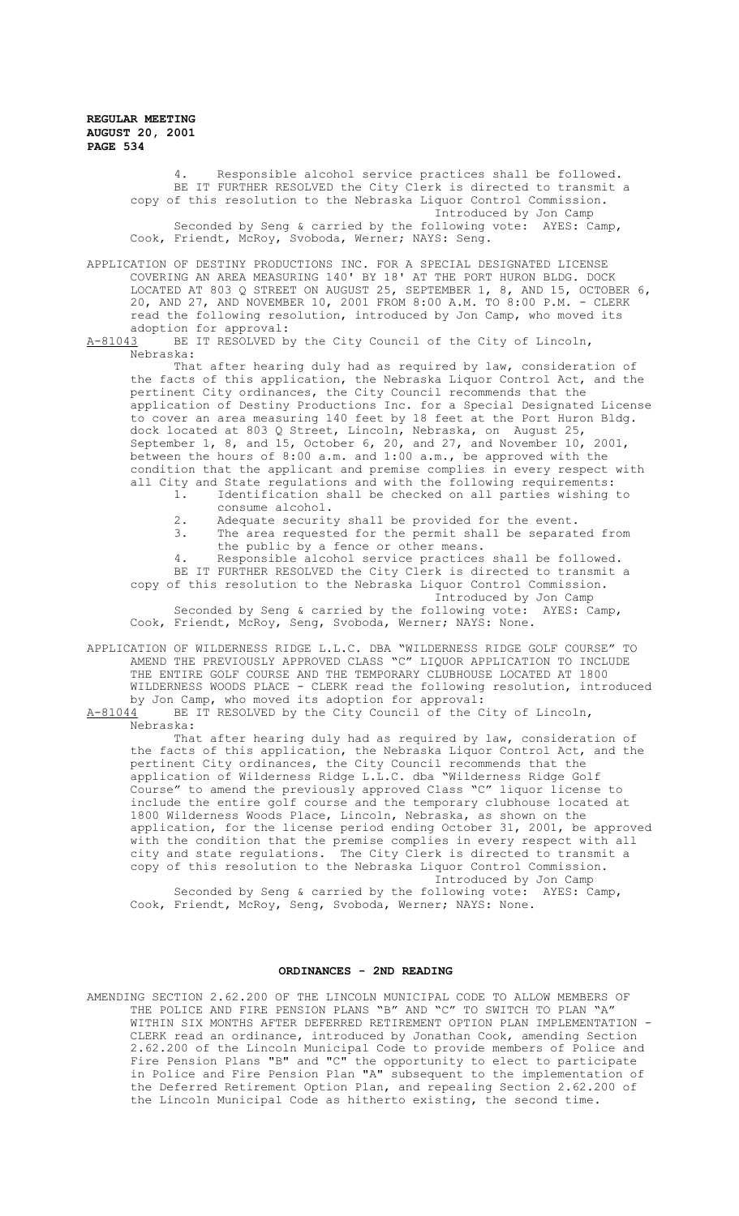4. Responsible alcohol service practices shall be followed.

BE IT FURTHER RESOLVED the City Clerk is directed to transmit a copy of this resolution to the Nebraska Liquor Control Commission.

Introduced by Jon Camp

Seconded by Seng & carried by the following vote: AYES: Camp, Cook, Friendt, McRoy, Svoboda, Werner; NAYS: Seng.

APPLICATION OF DESTINY PRODUCTIONS INC. FOR A SPECIAL DESIGNATED LICENSE COVERING AN AREA MEASURING 140' BY 18' AT THE PORT HURON BLDG. DOCK LOCATED AT 803 Q STREET ON AUGUST 25, SEPTEMBER 1, 8, AND 15, OCTOBER 6, 20, AND 27, AND NOVEMBER 10, 2001 FROM 8:00 A.M. TO 8:00 P.M. - CLERK read the following resolution, introduced by Jon Camp, who moved its adoption for approval:

A-81043 BE IT RESOLVED by the City Council of the City of Lincoln, Nebraska:

That after hearing duly had as required by law, consideration of the facts of this application, the Nebraska Liquor Control Act, and the pertinent City ordinances, the City Council recommends that the application of Destiny Productions Inc. for a Special Designated License to cover an area measuring 140 feet by 18 feet at the Port Huron Bldg. dock located at 803 Q Street, Lincoln, Nebraska, on August 25, September 1, 8, and 15, October 6, 20, and 27, and November 10, 2001, between the hours of 8:00 a.m. and 1:00 a.m., be approved with the condition that the applicant and premise complies in every respect with all City and State regulations and with the following requirements:

1. Identification shall be checked on all parties wishing to consume alcohol.
2. Adequate security shall be provided for the event.
3. The area requested for the permit shall be separated from the public by a fence or other means.
4. Responsible alcohol service practices shall be followed.

BE IT FURTHER RESOLVED the City Clerk is directed to transmit a copy of this resolution to the Nebraska Liquor Control Commission.

Introduced by Jon Camp

Seconded by Seng & carried by the following vote: AYES: Camp, Cook, Friendt, McRoy, Seng, Svoboda, Werner; NAYS: None.

APPLICATION OF WILDERNESS RIDGE L.L.C. DBA "WILDERNESS RIDGE GOLF COURSE" TO AMEND THE PREVIOUSLY APPROVED CLASS "C" LIQUOR APPLICATION TO INCLUDE THE ENTIRE GOLF COURSE AND THE TEMPORARY CLUBHOUSE LOCATED AT 1800 WILDERNESS WOODS PLACE - CLERK read the following resolution, introduced by Jon Camp, who moved its adoption for approval:

A-81044 BE IT RESOLVED by the City Council of the City of Lincoln, Nebraska:

That after hearing duly had as required by law, consideration of the facts of this application, the Nebraska Liquor Control Act, and the pertinent City ordinances, the City Council recommends that the application of Wilderness Ridge L.L.C. dba "Wilderness Ridge Golf Course" to amend the previously approved Class "C" liquor license to include the entire golf course and the temporary clubhouse located at 1800 Wilderness Woods Place, Lincoln, Nebraska, as shown on the application, for the license period ending October 31, 2001, be approved with the condition that the premise complies in every respect with all city and state regulations. The City Clerk is directed to transmit a copy of this resolution to the Nebraska Liquor Control Commission.

Introduced by Jon Camp

Seconded by Seng & carried by the following vote: AYES: Camp, Cook, Friendt, McRoy, Seng, Svoboda, Werner; NAYS: None.

## ORDINANCES - 2ND READING

AMENDING SECTION 2.62.200 OF THE LINCOLN MUNICIPAL CODE TO ALLOW MEMBERS OF THE POLICE AND FIRE PENSION PLANS "B" AND "C" TO SWITCH TO PLAN "A" WITHIN SIX MONTHS AFTER DEFERRED RETIREMENT OPTION PLAN IMPLEMENTATION - CLERK read an ordinance, introduced by Jonathan Cook, amending Section 2.62.200 of the Lincoln Municipal Code to provide members of Police and Fire Pension Plans "B" and "C" the opportunity to elect to participate in Police and Fire Pension Plan "A" subsequent to the implementation of the Deferred Retirement Option Plan, and repealing Section 2.62.200 of the Lincoln Municipal Code as hitherto existing, the second time.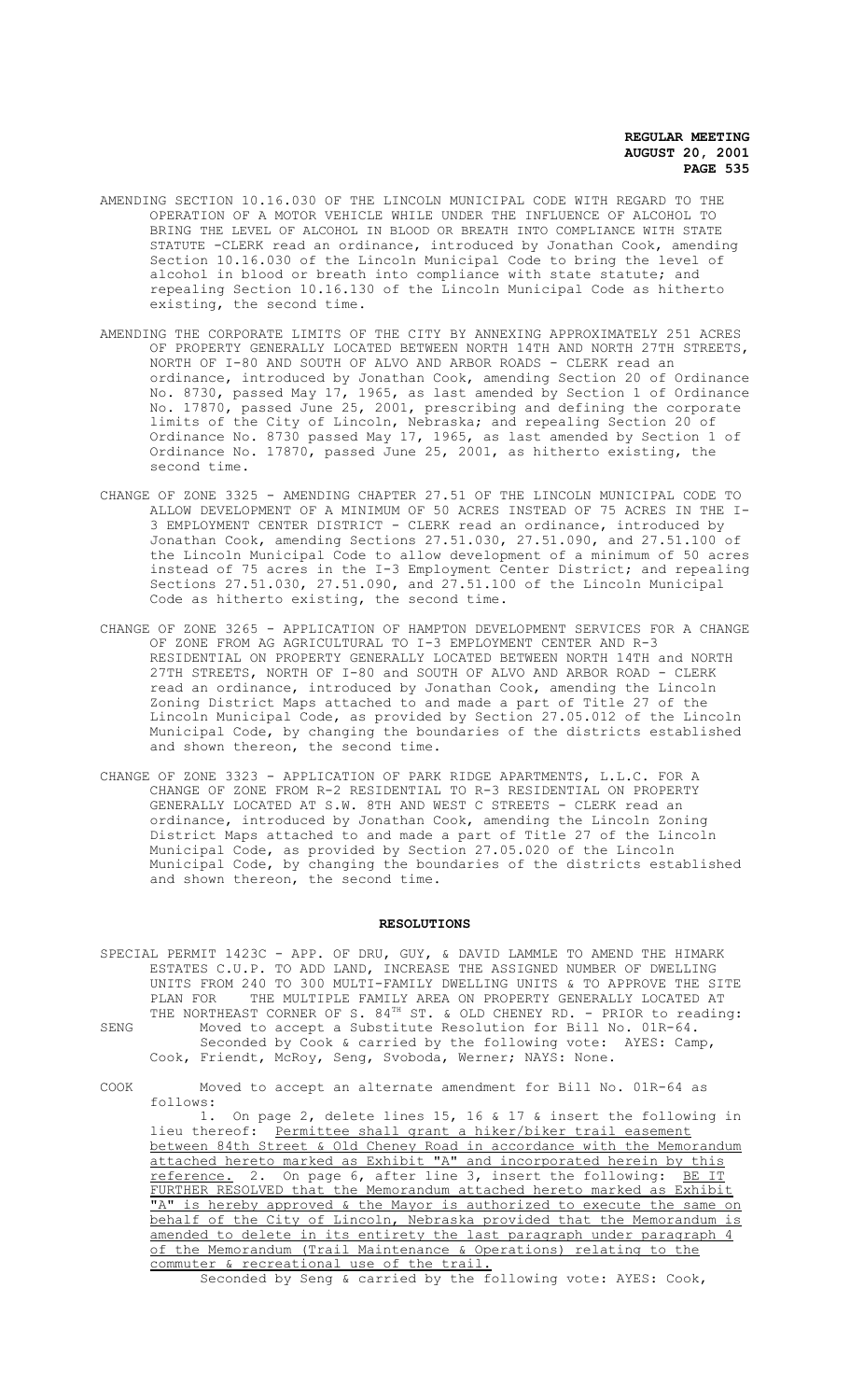AMENDING SECTION 10.16.030 OF THE LINCOLN MUNICIPAL CODE WITH REGARD TO THE OPERATION OF A MOTOR VEHICLE WHILE UNDER THE INFLUENCE OF ALCOHOL TO BRING THE LEVEL OF ALCOHOL IN BLOOD OR BREATH INTO COMPLIANCE WITH STATE STATUTE -CLERK read an ordinance, introduced by Jonathan Cook, amending Section 10.16.030 of the Lincoln Municipal Code to bring the level of alcohol in blood or breath into compliance with state statute; and repealing Section 10.16.130 of the Lincoln Municipal Code as hitherto existing, the second time.

AMENDING THE CORPORATE LIMITS OF THE CITY BY ANNEXING APPROXIMATELY 251 ACRES OF PROPERTY GENERALLY LOCATED BETWEEN NORTH 14TH AND NORTH 27TH STREETS, NORTH OF I-80 AND SOUTH OF ALVO AND ARBOR ROADS - CLERK read an ordinance, introduced by Jonathan Cook, amending Section 20 of Ordinance No. 8730, passed May 17, 1965, as last amended by Section 1 of Ordinance No. 17870, passed June 25, 2001, prescribing and defining the corporate limits of the City of Lincoln, Nebraska; and repealing Section 20 of Ordinance No. 8730 passed May 17, 1965, as last amended by Section 1 of Ordinance No. 17870, passed June 25, 2001, as hitherto existing, the second time.

CHANGE OF ZONE 3325 - AMENDING CHAPTER 27.51 OF THE LINCOLN MUNICIPAL CODE TO ALLOW DEVELOPMENT OF A MINIMUM OF 50 ACRES INSTEAD OF 75 ACRES IN THE I-3 EMPLOYMENT CENTER DISTRICT - CLERK read an ordinance, introduced by Jonathan Cook, amending Sections 27.51.030, 27.51.090, and 27.51.100 of the Lincoln Municipal Code to allow development of a minimum of 50 acres instead of 75 acres in the I-3 Employment Center District; and repealing Sections 27.51.030, 27.51.090, and 27.51.100 of the Lincoln Municipal Code as hitherto existing, the second time.

CHANGE OF ZONE 3265 - APPLICATION OF HAMPTON DEVELOPMENT SERVICES FOR A CHANGE OF ZONE FROM AG AGRICULTURAL TO I-3 EMPLOYMENT CENTER AND R-3 RESIDENTIAL ON PROPERTY GENERALLY LOCATED BETWEEN NORTH 14TH and NORTH 27TH STREETS, NORTH OF I-80 and SOUTH OF ALVO AND ARBOR ROAD - CLERK read an ordinance, introduced by Jonathan Cook, amending the Lincoln Zoning District Maps attached to and made a part of Title 27 of the Lincoln Municipal Code, as provided by Section 27.05.012 of the Lincoln Municipal Code, by changing the boundaries of the districts established and shown thereon, the second time.

CHANGE OF ZONE 3323 - APPLICATION OF PARK RIDGE APARTMENTS, L.L.C. FOR A CHANGE OF ZONE FROM R-2 RESIDENTIAL TO R-3 RESIDENTIAL ON PROPERTY GENERALLY LOCATED AT S.W. 8TH AND WEST C STREETS - CLERK read an ordinance, introduced by Jonathan Cook, amending the Lincoln Zoning District Maps attached to and made a part of Title 27 of the Lincoln Municipal Code, as provided by Section 27.05.020 of the Lincoln Municipal Code, by changing the boundaries of the districts established and shown thereon, the second time.

## RESOLUTIONS

SPECIAL PERMIT 1423C - APP. OF DRU, GUY, & DAVID LAMMLE TO AMEND THE HIMARK ESTATES C.U.P. TO ADD LAND, INCREASE THE ASSIGNED NUMBER OF DWELLING UNITS FROM 240 TO 300 MULTI-FAMILY DWELLING UNITS & TO APPROVE THE SITE PLAN FOR THE MULTIPLE FAMILY AREA ON PROPERTY GENERALLY LOCATED AT THE NORTHEAST CORNER OF S. 84TH ST. & OLD CHENEY RD. - PRIOR to reading:

SENG Moved to accept a Substitute Resolution for Bill No. 01R-64.
Seconded by Cook & carried by the following vote: AYES: Camp, Cook, Friendt, McRoy, Seng, Svoboda, Werner; NAYS: None.

COOK Moved to accept an alternate amendment for Bill No. 01R-64 as follows:
1. On page 2, delete lines 15, 16 & 17 & insert the following in lieu thereof: Permittee shall grant a hiker/biker trail easement between 84th Street & Old Cheney Road in accordance with the Memorandum attached hereto marked as Exhibit "A" and incorporated herein by this reference. 2. On page 6, after line 3, insert the following: BE IT FURTHER RESOLVED that the Memorandum attached hereto marked as Exhibit "A" is hereby approved & the Mayor is authorized to execute the same on behalf of the City of Lincoln, Nebraska provided that the Memorandum is amended to delete in its entirety the last paragraph under paragraph 4 of the Memorandum (Trail Maintenance & Operations) relating to the commuter & recreational use of the trail.
Seconded by Seng & carried by the following vote: AYES: Cook,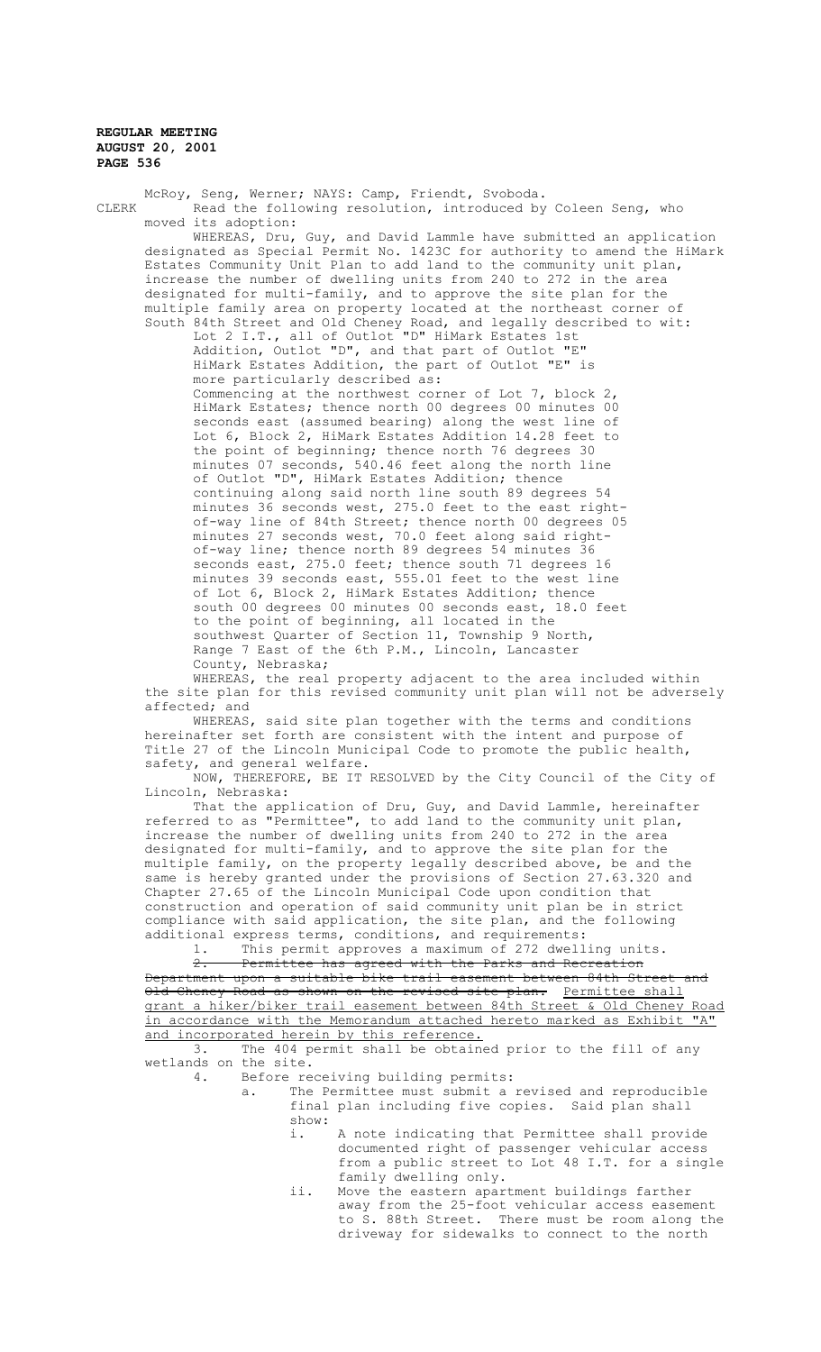McRoy, Seng, Werner; NAYS: Camp, Friendt, Svoboda.

CLERK Read the following resolution, introduced by Coleen Seng, who moved its adoption:

WHEREAS, Dru, Guy, and David Lammle have submitted an application designated as Special Permit No. 1423C for authority to amend the HiMark Estates Community Unit Plan to add land to the community unit plan, increase the number of dwelling units from 240 to 272 in the area designated for multi-family, and to approve the site plan for the multiple family area on property located at the northeast corner of South 84th Street and Old Cheney Road, and legally described to wit:

Lot 2 I.T., all of Outlot "D" HiMark Estates 1st Addition, Outlot "D", and that part of Outlot "E" HiMark Estates Addition, the part of Outlot "E" is more particularly described as:

Commencing at the northwest corner of Lot 7, block 2, HiMark Estates; thence north 00 degrees 00 minutes 00 seconds east (assumed bearing) along the west line of Lot 6, Block 2, HiMark Estates Addition 14.28 feet to the point of beginning; thence north 76 degrees 30 minutes 07 seconds, 540.46 feet along the north line of Outlot "D", HiMark Estates Addition; thence continuing along said north line south 89 degrees 54 minutes 36 seconds west, 275.0 feet to the east right-of-way line of 84th Street; thence north 00 degrees 05 minutes 27 seconds west, 70.0 feet along said right-of-way line; thence north 89 degrees 54 minutes 36 seconds east, 275.0 feet; thence south 71 degrees 16 minutes 39 seconds east, 555.01 feet to the west line of Lot 6, Block 2, HiMark Estates Addition; thence south 00 degrees 00 minutes 00 seconds east, 18.0 feet to the point of beginning, all located in the southwest Quarter of Section 11, Township 9 North, Range 7 East of the 6th P.M., Lincoln, Lancaster County, Nebraska;

WHEREAS, the real property adjacent to the area included within the site plan for this revised community unit plan will not be adversely affected; and

WHEREAS, said site plan together with the terms and conditions hereinafter set forth are consistent with the intent and purpose of Title 27 of the Lincoln Municipal Code to promote the public health, safety, and general welfare.

NOW, THEREFORE, BE IT RESOLVED by the City Council of the City of Lincoln, Nebraska:

That the application of Dru, Guy, and David Lammle, hereinafter referred to as "Permittee", to add land to the community unit plan, increase the number of dwelling units from 240 to 272 in the area designated for multi-family, and to approve the site plan for the multiple family, on the property legally described above, be and the same is hereby granted under the provisions of Section 27.63.320 and Chapter 27.65 of the Lincoln Municipal Code upon condition that construction and operation of said community unit plan be in strict compliance with said application, the site plan, and the following additional express terms, conditions, and requirements:

1. This permit approves a maximum of 272 dwelling units.

2. ~~Permittee has agreed with the Parks and Recreation Department upon a suitable bike trail easement between 84th Street and Old Cheney Road as shown on the revised site plan.~~ Permittee shall grant a hiker/biker trail easement between 84th Street & Old Cheney Road in accordance with the Memorandum attached hereto marked as Exhibit "A" and incorporated herein by this reference.

3. The 404 permit shall be obtained prior to the fill of any wetlands on the site.

4. Before receiving building permits:

   a. The Permittee must submit a revised and reproducible final plan including five copies. Said plan shall show:

      i. A note indicating that Permittee shall provide documented right of passenger vehicular access from a public street to Lot 48 I.T. for a single family dwelling only.

      ii. Move the eastern apartment buildings farther away from the 25-foot vehicular access easement to S. 88th Street. There must be room along the driveway for sidewalks to connect to the north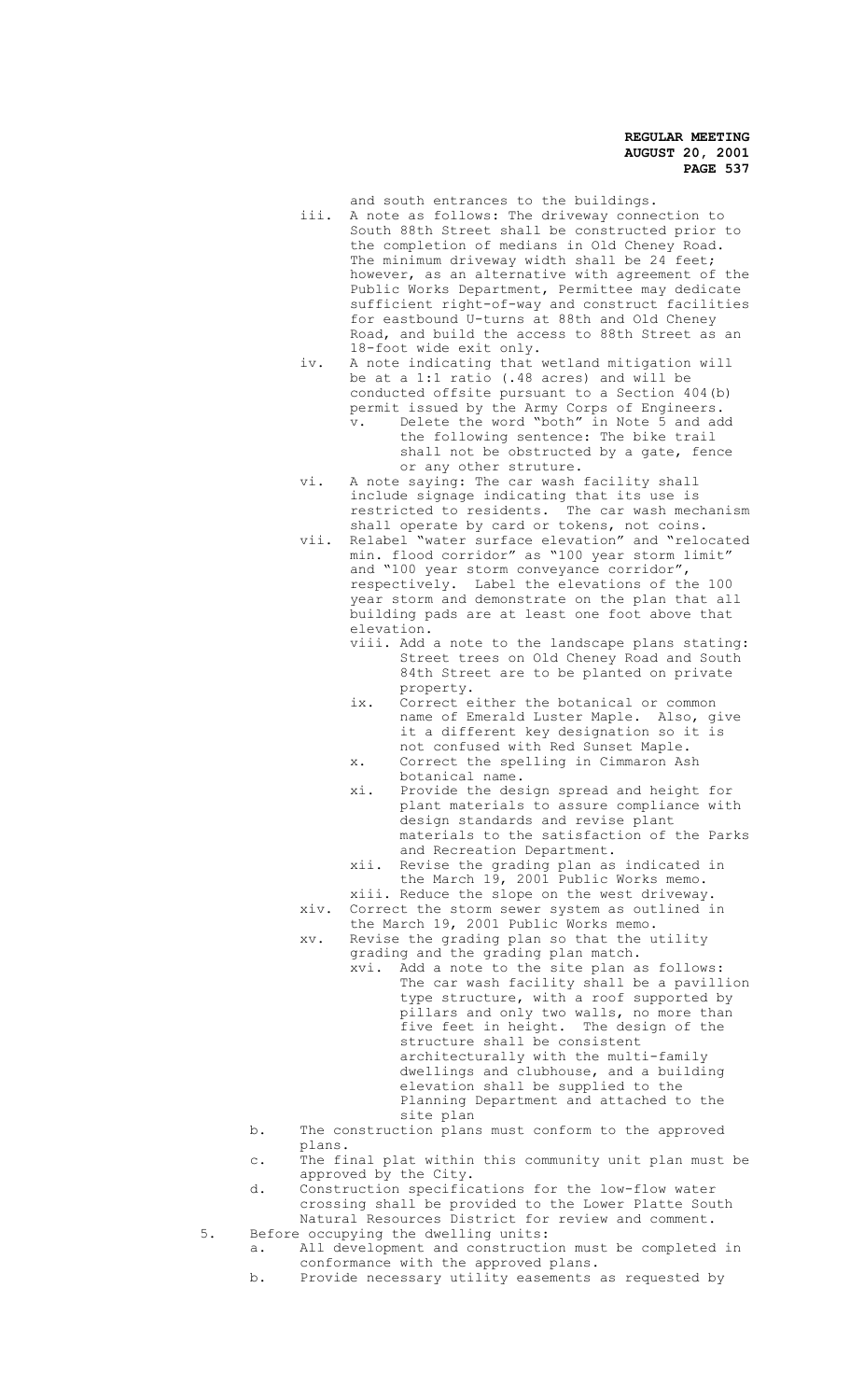and south entrances to the buildings.

iii. A note as follows: The driveway connection to South 88th Street shall be constructed prior to the completion of medians in Old Cheney Road. The minimum driveway width shall be 24 feet; however, as an alternative with agreement of the Public Works Department, Permittee may dedicate sufficient right-of-way and construct facilities for eastbound U-turns at 88th and Old Cheney Road, and build the access to 88th Street as an 18-foot wide exit only.

iv. A note indicating that wetland mitigation will be at a 1:1 ratio (.48 acres) and will be conducted offsite pursuant to a Section 404(b) permit issued by the Army Corps of Engineers.

v. Delete the word "both" in Note 5 and add the following sentence: The bike trail shall not be obstructed by a gate, fence or any other struture.

vi. A note saying: The car wash facility shall include signage indicating that its use is restricted to residents. The car wash mechanism shall operate by card or tokens, not coins.

vii. Relabel "water surface elevation" and "relocated min. flood corridor" as "100 year storm limit" and "100 year storm conveyance corridor", respectively. Label the elevations of the 100 year storm and demonstrate on the plan that all building pads are at least one foot above that elevation.

viii. Add a note to the landscape plans stating: Street trees on Old Cheney Road and South 84th Street are to be planted on private property.

ix. Correct either the botanical or common name of Emerald Luster Maple. Also, give it a different key designation so it is not confused with Red Sunset Maple.

x. Correct the spelling in Cimmaron Ash botanical name.

xi. Provide the design spread and height for plant materials to assure compliance with design standards and revise plant materials to the satisfaction of the Parks and Recreation Department.

xii. Revise the grading plan as indicated in the March 19, 2001 Public Works memo.

xiii. Reduce the slope on the west driveway.

xiv. Correct the storm sewer system as outlined in the March 19, 2001 Public Works memo.

xv. Revise the grading plan so that the utility grading and the grading plan match.

xvi. Add a note to the site plan as follows: The car wash facility shall be a pavillion type structure, with a roof supported by pillars and only two walls, no more than five feet in height. The design of the structure shall be consistent architecturally with the multi-family dwellings and clubhouse, and a building elevation shall be supplied to the Planning Department and attached to the site plan

b. The construction plans must conform to the approved plans.

c. The final plat within this community unit plan must be approved by the City.

d. Construction specifications for the low-flow water crossing shall be provided to the Lower Platte South Natural Resources District for review and comment.

5. Before occupying the dwelling units:

a. All development and construction must be completed in conformance with the approved plans.

b. Provide necessary utility easements as requested by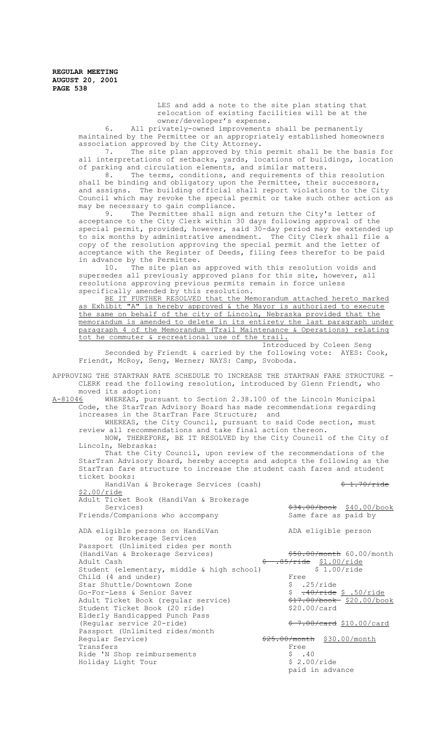LES and add a note to the site plan stating that relocation of existing facilities will be at the owner/developer's expense.

6. All privately-owned improvements shall be permanently maintained by the Permittee or an appropriately established homeowners association approved by the City Attorney.

7. The site plan approved by this permit shall be the basis for all interpretations of setbacks, yards, locations of buildings, location of parking and circulation elements, and similar matters.

8. The terms, conditions, and requirements of this resolution shall be binding and obligatory upon the Permittee, their successors, and assigns. The building official shall report violations to the City Council which may revoke the special permit or take such other action as may be necessary to gain compliance.

9. The Permittee shall sign and return the City's letter of acceptance to the City Clerk within 30 days following approval of the special permit, provided, however, said 30-day period may be extended up to six months by administrative amendment. The City Clerk shall file a copy of the resolution approving the special permit and the letter of acceptance with the Register of Deeds, filing fees therefor to be paid in advance by the Permittee.

10. The site plan as approved with this resolution voids and supersedes all previously approved plans for this site, however, all resolutions approving previous permits remain in force unless specifically amended by this resolution.

<u>BE IT FURTHER RESOLVED that the Memorandum attached hereto marked as Exhibit "A" is hereby approved & the Mayor is authorized to execute the same on behalf of the city of Lincoln, Nebraska provided that the memorandum is amended to delete in its entirety the last paragraph under paragraph 4 of the Memorandum (Trail Maintenance & Operations) relating tot he commuter & recreational use of the trail.</u>

Introduced by Coleen Seng

Seconded by Friendt & carried by the following vote: AYES: Cook, Friendt, McRoy, Seng, Werner; NAYS: Camp, Svoboda.

APPROVING THE STARTRAN RATE SCHEDULE TO INCREASE THE STARTRAN FARE STRUCTURE - CLERK read the following resolution, introduced by Glenn Friendt, who moved its adoption:

<u>A-81046</u> WHEREAS, pursuant to Section 2.38.100 of the Lincoln Municipal Code, the StarTran Advisory Board has made recommendations regarding increases in the StarTran Fare Structure; and

WHEREAS, the City Council, pursuant to said Code section, must review all recommendations and take final action thereon.

NOW, THEREFORE, BE IT RESOLVED by the City Council of the City of Lincoln, Nebraska:

That the City Council, upon review of the recommendations of the StarTran Advisory Board, hereby accepts and adopts the following as the StarTran fare structure to increase the student cash fares and student ticket books:

| | |
|---|---|
| HandiVan & Brokerage Services (cash) | ~~$ 1.70/ride~~ <u>$2.00/ride</u> |
| Adult Ticket Book (HandiVan & Brokerage Services) | ~~$34.00/book~~ <u>$40.00/book</u> |
| Friends/Companions who accompany ADA eligible persons on HandiVan or Brokerage Services | Same fare as paid by ADA eligible person |
| Passport (Unlimited rides per month (HandiVan & Brokerage Services) | ~~$50.00/month~~ <u>60.00/month</u> |
| Adult Cash | ~~$ .85/ride~~ <u>$1.00/ride</u> |
| Student (elementary, middle & high school) | $ 1.00/ride |
| Child (4 and under) | Free |
| Star Shuttle/Downtown Zone | $ .25/ride |
| Go-For-Less & Senior Saver | $ ~~.40/ride~~ <u>$ .50/ride</u> |
| Adult Ticket Book (regular service) | ~~$17.00/book~~ <u>$20.00/book</u> |
| Student Ticket Book (20 ride) | $20.00/card |
| Elderly Handicapped Punch Pass (Regular service 20-ride) | ~~$ 7.00/card~~ <u>$10.00/card</u> |
| Passport (Unlimited rides/month Regular Service) | ~~$25.00/month~~ <u>$30.00/month</u> |
| Transfers | Free |
| Ride 'N Shop reimbursements | $ .40 |
| Holiday Light Tour | $ 2.00/ride paid in advance |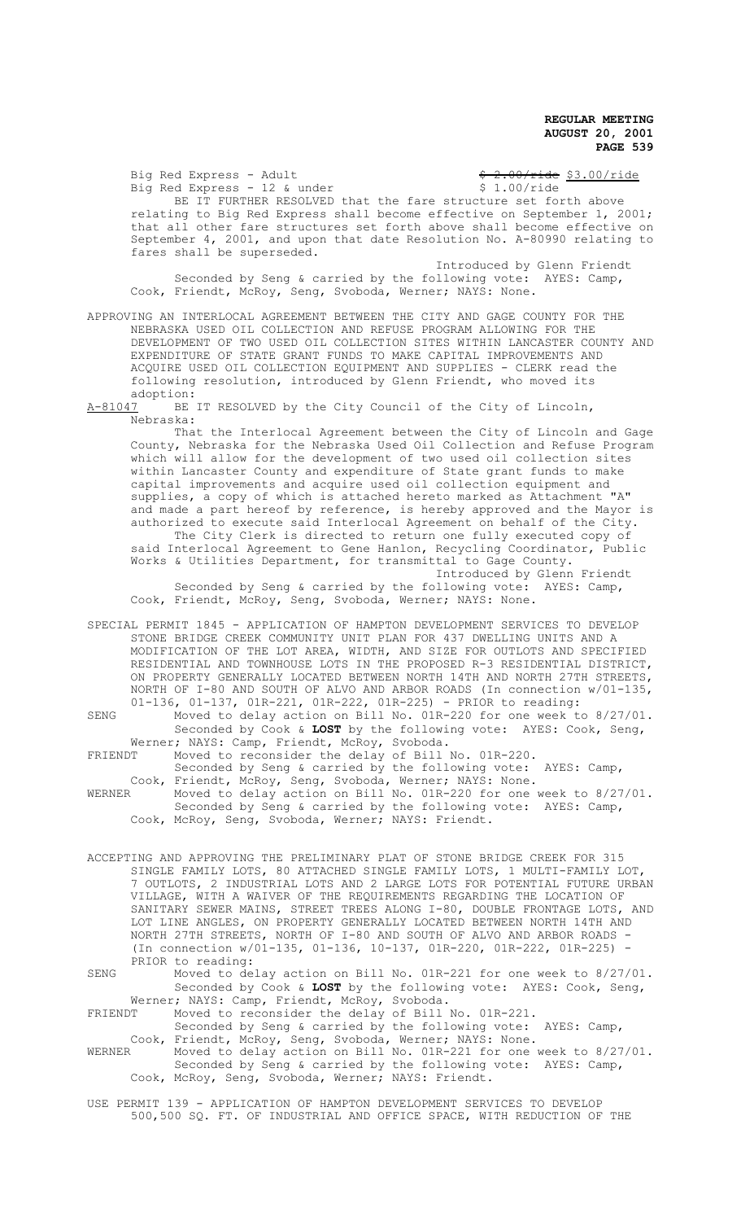Big Red Express - Adult ~~$ 2.00/ride~~ $3.00/ride
Big Red Express - 12 & under $ 1.00/ride

BE IT FURTHER RESOLVED that the fare structure set forth above relating to Big Red Express shall become effective on September 1, 2001; that all other fare structures set forth above shall become effective on September 4, 2001, and upon that date Resolution No. A-80990 relating to fares shall be superseded.

Introduced by Glenn Friendt

Seconded by Seng & carried by the following vote: AYES: Camp, Cook, Friendt, McRoy, Seng, Svoboda, Werner; NAYS: None.

APPROVING AN INTERLOCAL AGREEMENT BETWEEN THE CITY AND GAGE COUNTY FOR THE NEBRASKA USED OIL COLLECTION AND REFUSE PROGRAM ALLOWING FOR THE DEVELOPMENT OF TWO USED OIL COLLECTION SITES WITHIN LANCASTER COUNTY AND EXPENDITURE OF STATE GRANT FUNDS TO MAKE CAPITAL IMPROVEMENTS AND ACQUIRE USED OIL COLLECTION EQUIPMENT AND SUPPLIES - CLERK read the following resolution, introduced by Glenn Friendt, who moved its adoption:

A-81047 BE IT RESOLVED by the City Council of the City of Lincoln, Nebraska:

That the Interlocal Agreement between the City of Lincoln and Gage County, Nebraska for the Nebraska Used Oil Collection and Refuse Program which will allow for the development of two used oil collection sites within Lancaster County and expenditure of State grant funds to make capital improvements and acquire used oil collection equipment and supplies, a copy of which is attached hereto marked as Attachment "A" and made a part hereof by reference, is hereby approved and the Mayor is authorized to execute said Interlocal Agreement on behalf of the City.

The City Clerk is directed to return one fully executed copy of said Interlocal Agreement to Gene Hanlon, Recycling Coordinator, Public Works & Utilities Department, for transmittal to Gage County.

Introduced by Glenn Friendt

Seconded by Seng & carried by the following vote: AYES: Camp, Cook, Friendt, McRoy, Seng, Svoboda, Werner; NAYS: None.

SPECIAL PERMIT 1845 - APPLICATION OF HAMPTON DEVELOPMENT SERVICES TO DEVELOP STONE BRIDGE CREEK COMMUNITY UNIT PLAN FOR 437 DWELLING UNITS AND A MODIFICATION OF THE LOT AREA, WIDTH, AND SIZE FOR OUTLOTS AND SPECIFIED RESIDENTIAL AND TOWNHOUSE LOTS IN THE PROPOSED R-3 RESIDENTIAL DISTRICT, ON PROPERTY GENERALLY LOCATED BETWEEN NORTH 14TH AND NORTH 27TH STREETS, NORTH OF I-80 AND SOUTH OF ALVO AND ARBOR ROADS (In connection w/01-135, 01-136, 01-137, 01R-221, 01R-222, 01R-225) - PRIOR to reading:

SENG Moved to delay action on Bill No. 01R-220 for one week to 8/27/01.
Seconded by Cook & **LOST** by the following vote: AYES: Cook, Seng, Werner; NAYS: Camp, Friendt, McRoy, Svoboda.

FRIENDT Moved to reconsider the delay of Bill No. 01R-220.
Seconded by Seng & carried by the following vote: AYES: Camp, Cook, Friendt, McRoy, Seng, Svoboda, Werner; NAYS: None.

WERNER Moved to delay action on Bill No. 01R-220 for one week to 8/27/01.
Seconded by Seng & carried by the following vote: AYES: Camp, Cook, McRoy, Seng, Svoboda, Werner; NAYS: Friendt.

ACCEPTING AND APPROVING THE PRELIMINARY PLAT OF STONE BRIDGE CREEK FOR 315 SINGLE FAMILY LOTS, 80 ATTACHED SINGLE FAMILY LOTS, 1 MULTI-FAMILY LOT, 7 OUTLOTS, 2 INDUSTRIAL LOTS AND 2 LARGE LOTS FOR POTENTIAL FUTURE URBAN VILLAGE, WITH A WAIVER OF THE REQUIREMENTS REGARDING THE LOCATION OF SANITARY SEWER MAINS, STREET TREES ALONG I-80, DOUBLE FRONTAGE LOTS, AND LOT LINE ANGLES, ON PROPERTY GENERALLY LOCATED BETWEEN NORTH 14TH AND NORTH 27TH STREETS, NORTH OF I-80 AND SOUTH OF ALVO AND ARBOR ROADS - (In connection w/01-135, 01-136, 10-137, 01R-220, 01R-222, 01R-225) - PRIOR to reading:

SENG Moved to delay action on Bill No. 01R-221 for one week to 8/27/01.
Seconded by Cook & **LOST** by the following vote: AYES: Cook, Seng, Werner; NAYS: Camp, Friendt, McRoy, Svoboda.

FRIENDT Moved to reconsider the delay of Bill No. 01R-221.
Seconded by Seng & carried by the following vote: AYES: Camp, Cook, Friendt, McRoy, Seng, Svoboda, Werner; NAYS: None.

WERNER Moved to delay action on Bill No. 01R-221 for one week to 8/27/01.
Seconded by Seng & carried by the following vote: AYES: Camp, Cook, McRoy, Seng, Svoboda, Werner; NAYS: Friendt.

USE PERMIT 139 - APPLICATION OF HAMPTON DEVELOPMENT SERVICES TO DEVELOP 500,500 SQ. FT. OF INDUSTRIAL AND OFFICE SPACE, WITH REDUCTION OF THE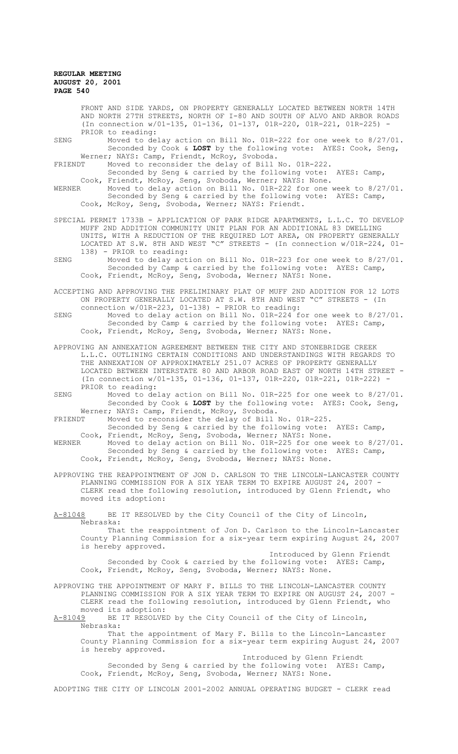FRONT AND SIDE YARDS, ON PROPERTY GENERALLY LOCATED BETWEEN NORTH 14TH AND NORTH 27TH STREETS, NORTH OF I-80 AND SOUTH OF ALVO AND ARBOR ROADS (In connection w/01-135, 01-136, 01-137, 01R-220, 01R-221, 01R-225) - PRIOR to reading:

SENG Moved to delay action on Bill No. 01R-222 for one week to 8/27/01. Seconded by Cook & **LOST** by the following vote: AYES: Cook, Seng, Werner; NAYS: Camp, Friendt, McRoy, Svoboda.

FRIENDT Moved to reconsider the delay of Bill No. 01R-222. Seconded by Seng & carried by the following vote: AYES: Camp, Cook, Friendt, McRoy, Seng, Svoboda, Werner; NAYS: None.

WERNER Moved to delay action on Bill No. 01R-222 for one week to 8/27/01. Seconded by Seng & carried by the following vote: AYES: Camp, Cook, McRoy, Seng, Svoboda, Werner; NAYS: Friendt.

SPECIAL PERMIT 1733B - APPLICATION OF PARK RIDGE APARTMENTS, L.L.C. TO DEVELOP MUFF 2ND ADDITION COMMUNITY UNIT PLAN FOR AN ADDITIONAL 83 DWELLING UNITS, WITH A REDUCTION OF THE REQUIRED LOT AREA, ON PROPERTY GENERALLY LOCATED AT S.W. 8TH AND WEST "C" STREETS - (In connection w/01R-224, 01-138) - PRIOR to reading:

SENG Moved to delay action on Bill No. 01R-223 for one week to 8/27/01. Seconded by Camp & carried by the following vote: AYES: Camp, Cook, Friendt, McRoy, Seng, Svoboda, Werner; NAYS: None.

ACCEPTING AND APPROVING THE PRELIMINARY PLAT OF MUFF 2ND ADDITION FOR 12 LOTS ON PROPERTY GENERALLY LOCATED AT S.W. 8TH AND WEST "C" STREETS - (In connection w/01R-223, 01-138) - PRIOR to reading:

SENG Moved to delay action on Bill No. 01R-224 for one week to 8/27/01. Seconded by Camp & carried by the following vote: AYES: Camp, Cook, Friendt, McRoy, Seng, Svoboda, Werner; NAYS: None.

APPROVING AN ANNEXATION AGREEMENT BETWEEN THE CITY AND STONEBRIDGE CREEK L.L.C. OUTLINING CERTAIN CONDITIONS AND UNDERSTANDINGS WITH REGARDS TO THE ANNEXATION OF APPROXIMATELY 251.07 ACRES OF PROPERTY GENERALLY LOCATED BETWEEN INTERSTATE 80 AND ARBOR ROAD EAST OF NORTH 14TH STREET - (In connection w/01-135, 01-136, 01-137, 01R-220, 01R-221, 01R-222) - PRIOR to reading:

SENG Moved to delay action on Bill No. 01R-225 for one week to 8/27/01. Seconded by Cook & **LOST** by the following vote: AYES: Cook, Seng, Werner; NAYS: Camp, Friendt, McRoy, Svoboda.

FRIENDT Moved to reconsider the delay of Bill No. 01R-225. Seconded by Seng & carried by the following vote: AYES: Camp, Cook, Friendt, McRoy, Seng, Svoboda, Werner; NAYS: None.

WERNER Moved to delay action on Bill No. 01R-225 for one week to 8/27/01. Seconded by Seng & carried by the following vote: AYES: Camp, Cook, Friendt, McRoy, Seng, Svoboda, Werner; NAYS: None.

APPROVING THE REAPPOINTMENT OF JON D. CARLSON TO THE LINCOLN-LANCASTER COUNTY PLANNING COMMISSION FOR A SIX YEAR TERM TO EXPIRE AUGUST 24, 2007 - CLERK read the following resolution, introduced by Glenn Friendt, who moved its adoption:

A-81048 BE IT RESOLVED by the City Council of the City of Lincoln, Nebraska:

That the reappointment of Jon D. Carlson to the Lincoln-Lancaster County Planning Commission for a six-year term expiring August 24, 2007 is hereby approved.

Introduced by Glenn Friendt

Seconded by Cook & carried by the following vote: AYES: Camp, Cook, Friendt, McRoy, Seng, Svoboda, Werner; NAYS: None.

APPROVING THE APPOINTMENT OF MARY F. BILLS TO THE LINCOLN-LANCASTER COUNTY PLANNING COMMISSION FOR A SIX YEAR TERM TO EXPIRE ON AUGUST 24, 2007 - CLERK read the following resolution, introduced by Glenn Friendt, who moved its adoption:

A-81049 BE IT RESOLVED by the City Council of the City of Lincoln, Nebraska:

That the appointment of Mary F. Bills to the Lincoln-Lancaster County Planning Commission for a six-year term expiring August 24, 2007 is hereby approved.

Introduced by Glenn Friendt

Seconded by Seng & carried by the following vote: AYES: Camp, Cook, Friendt, McRoy, Seng, Svoboda, Werner; NAYS: None.

ADOPTING THE CITY OF LINCOLN 2001-2002 ANNUAL OPERATING BUDGET - CLERK read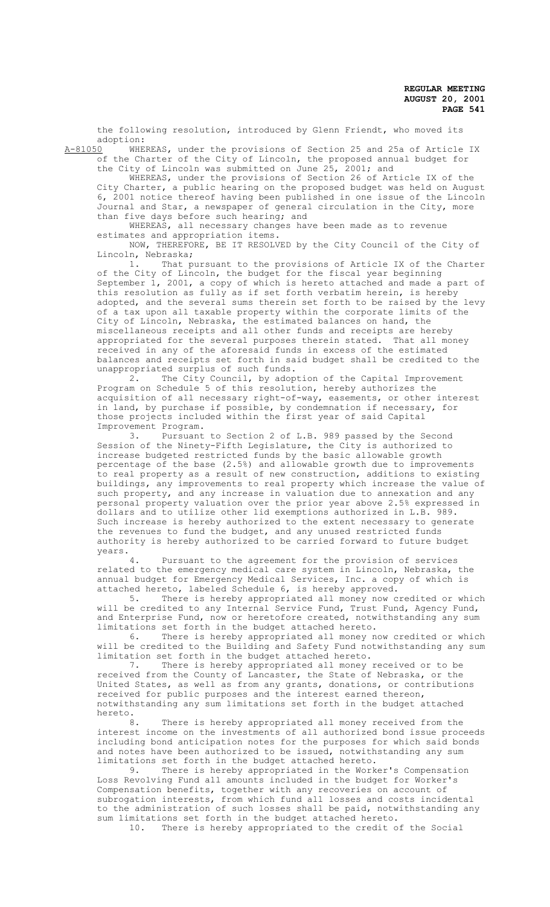the following resolution, introduced by Glenn Friendt, who moved its adoption:

A-81050 WHEREAS, under the provisions of Section 25 and 25a of Article IX of the Charter of the City of Lincoln, the proposed annual budget for the City of Lincoln was submitted on June 25, 2001; and

WHEREAS, under the provisions of Section 26 of Article IX of the City Charter, a public hearing on the proposed budget was held on August 6, 2001 notice thereof having been published in one issue of the Lincoln Journal and Star, a newspaper of general circulation in the City, more than five days before such hearing; and

WHEREAS, all necessary changes have been made as to revenue estimates and appropriation items.

NOW, THEREFORE, BE IT RESOLVED by the City Council of the City of Lincoln, Nebraska;

1. That pursuant to the provisions of Article IX of the Charter of the City of Lincoln, the budget for the fiscal year beginning September 1, 2001, a copy of which is hereto attached and made a part of this resolution as fully as if set forth verbatim herein, is hereby adopted, and the several sums therein set forth to be raised by the levy of a tax upon all taxable property within the corporate limits of the City of Lincoln, Nebraska, the estimated balances on hand, the miscellaneous receipts and all other funds and receipts are hereby appropriated for the several purposes therein stated. That all money received in any of the aforesaid funds in excess of the estimated balances and receipts set forth in said budget shall be credited to the unappropriated surplus of such funds.

2. The City Council, by adoption of the Capital Improvement Program on Schedule 5 of this resolution, hereby authorizes the acquisition of all necessary right-of-way, easements, or other interest in land, by purchase if possible, by condemnation if necessary, for those projects included within the first year of said Capital Improvement Program.

3. Pursuant to Section 2 of L.B. 989 passed by the Second Session of the Ninety-Fifth Legislature, the City is authorized to increase budgeted restricted funds by the basic allowable growth percentage of the base (2.5%) and allowable growth due to improvements to real property as a result of new construction, additions to existing buildings, any improvements to real property which increase the value of such property, and any increase in valuation due to annexation and any personal property valuation over the prior year above 2.5% expressed in dollars and to utilize other lid exemptions authorized in L.B. 989. Such increase is hereby authorized to the extent necessary to generate the revenues to fund the budget, and any unused restricted funds authority is hereby authorized to be carried forward to future budget years.

4. Pursuant to the agreement for the provision of services related to the emergency medical care system in Lincoln, Nebraska, the annual budget for Emergency Medical Services, Inc. a copy of which is attached hereto, labeled Schedule 6, is hereby approved.

5. There is hereby appropriated all money now credited or which will be credited to any Internal Service Fund, Trust Fund, Agency Fund, and Enterprise Fund, now or heretofore created, notwithstanding any sum limitations set forth in the budget attached hereto.

6. There is hereby appropriated all money now credited or which will be credited to the Building and Safety Fund notwithstanding any sum limitation set forth in the budget attached hereto.

7. There is hereby appropriated all money received or to be received from the County of Lancaster, the State of Nebraska, or the United States, as well as from any grants, donations, or contributions received for public purposes and the interest earned thereon, notwithstanding any sum limitations set forth in the budget attached hereto.

8. There is hereby appropriated all money received from the interest income on the investments of all authorized bond issue proceeds including bond anticipation notes for the purposes for which said bonds and notes have been authorized to be issued, notwithstanding any sum limitations set forth in the budget attached hereto.

9. There is hereby appropriated in the Worker's Compensation Loss Revolving Fund all amounts included in the budget for Worker's Compensation benefits, together with any recoveries on account of subrogation interests, from which fund all losses and costs incidental to the administration of such losses shall be paid, notwithstanding any sum limitations set forth in the budget attached hereto.

10. There is hereby appropriated to the credit of the Social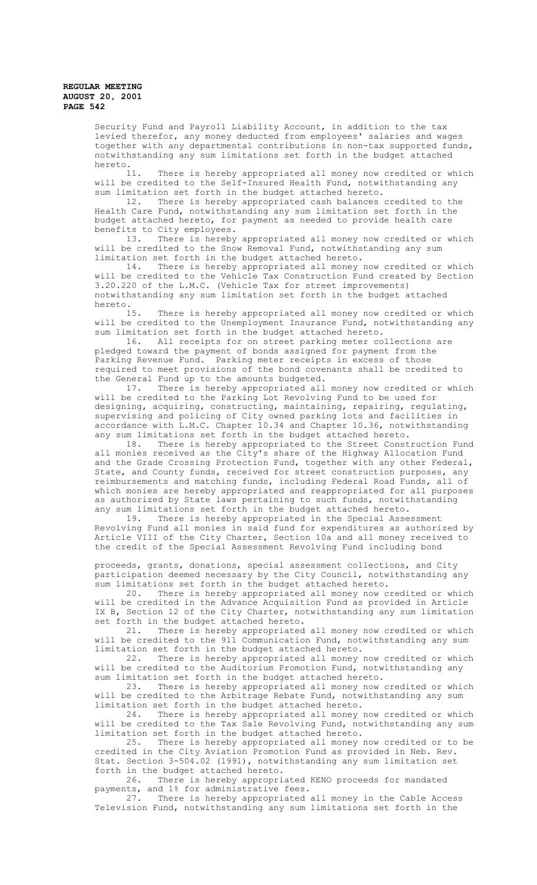Security Fund and Payroll Liability Account, in addition to the tax levied therefor, any money deducted from employees' salaries and wages together with any departmental contributions in non-tax supported funds, notwithstanding any sum limitations set forth in the budget attached hereto.

11. There is hereby appropriated all money now credited or which will be credited to the Self-Insured Health Fund, notwithstanding any sum limitation set forth in the budget attached hereto.

12. There is hereby appropriated cash balances credited to the Health Care Fund, notwithstanding any sum limitation set forth in the budget attached hereto, for payment as needed to provide health care benefits to City employees.

13. There is hereby appropriated all money now credited or which will be credited to the Snow Removal Fund, notwithstanding any sum limitation set forth in the budget attached hereto.

14. There is hereby appropriated all money now credited or which will be credited to the Vehicle Tax Construction Fund created by Section 3.20.220 of the L.M.C. (Vehicle Tax for street improvements) notwithstanding any sum limitation set forth in the budget attached hereto.

15. There is hereby appropriated all money now credited or which will be credited to the Unemployment Insurance Fund, notwithstanding any sum limitation set forth in the budget attached hereto.

16. All receipts for on street parking meter collections are pledged toward the payment of bonds assigned for payment from the Parking Revenue Fund. Parking meter receipts in excess of those required to meet provisions of the bond covenants shall be credited to the General Fund up to the amounts budgeted.

17. There is hereby appropriated all money now credited or which will be credited to the Parking Lot Revolving Fund to be used for designing, acquiring, constructing, maintaining, repairing, regulating, supervising and policing of City owned parking lots and facilities in accordance with L.M.C. Chapter 10.34 and Chapter 10.36, notwithstanding any sum limitations set forth in the budget attached hereto.

18. There is hereby appropriated to the Street Construction Fund all monies received as the City's share of the Highway Allocation Fund and the Grade Crossing Protection Fund, together with any other Federal, State, and County funds, received for street construction purposes, any reimbursements and matching funds, including Federal Road Funds, all of which monies are hereby appropriated and reappropriated for all purposes as authorized by State laws pertaining to such funds, notwithstanding any sum limitations set forth in the budget attached hereto.

19. There is hereby appropriated in the Special Assessment Revolving Fund all monies in said fund for expenditures as authorized by Article VIII of the City Charter, Section 10a and all money received to the credit of the Special Assessment Revolving Fund including bond proceeds, grants, donations, special assessment collections, and City participation deemed necessary by the City Council, notwithstanding any sum limitations set forth in the budget attached hereto.

20. There is hereby appropriated all money now credited or which will be credited in the Advance Acquisition Fund as provided in Article IX B, Section 12 of the City Charter, notwithstanding any sum limitation set forth in the budget attached hereto.

21. There is hereby appropriated all money now credited or which will be credited to the 911 Communication Fund, notwithstanding any sum limitation set forth in the budget attached hereto.

22. There is hereby appropriated all money now credited or which will be credited to the Auditorium Promotion Fund, notwithstanding any sum limitation set forth in the budget attached hereto.

23. There is hereby appropriated all money now credited or which will be credited to the Arbitrage Rebate Fund, notwithstanding any sum limitation set forth in the budget attached hereto.

24. There is hereby appropriated all money now credited or which will be credited to the Tax Sale Revolving Fund, notwithstanding any sum limitation set forth in the budget attached hereto.

25. There is hereby appropriated all money now credited or to be credited in the City Aviation Promotion Fund as provided in Neb. Rev. Stat. Section 3-504.02 (1991), notwithstanding any sum limitation set forth in the budget attached hereto.

26. There is hereby appropriated KENO proceeds for mandated payments, and 1% for administrative fees.

27. There is hereby appropriated all money in the Cable Access Television Fund, notwithstanding any sum limitations set forth in the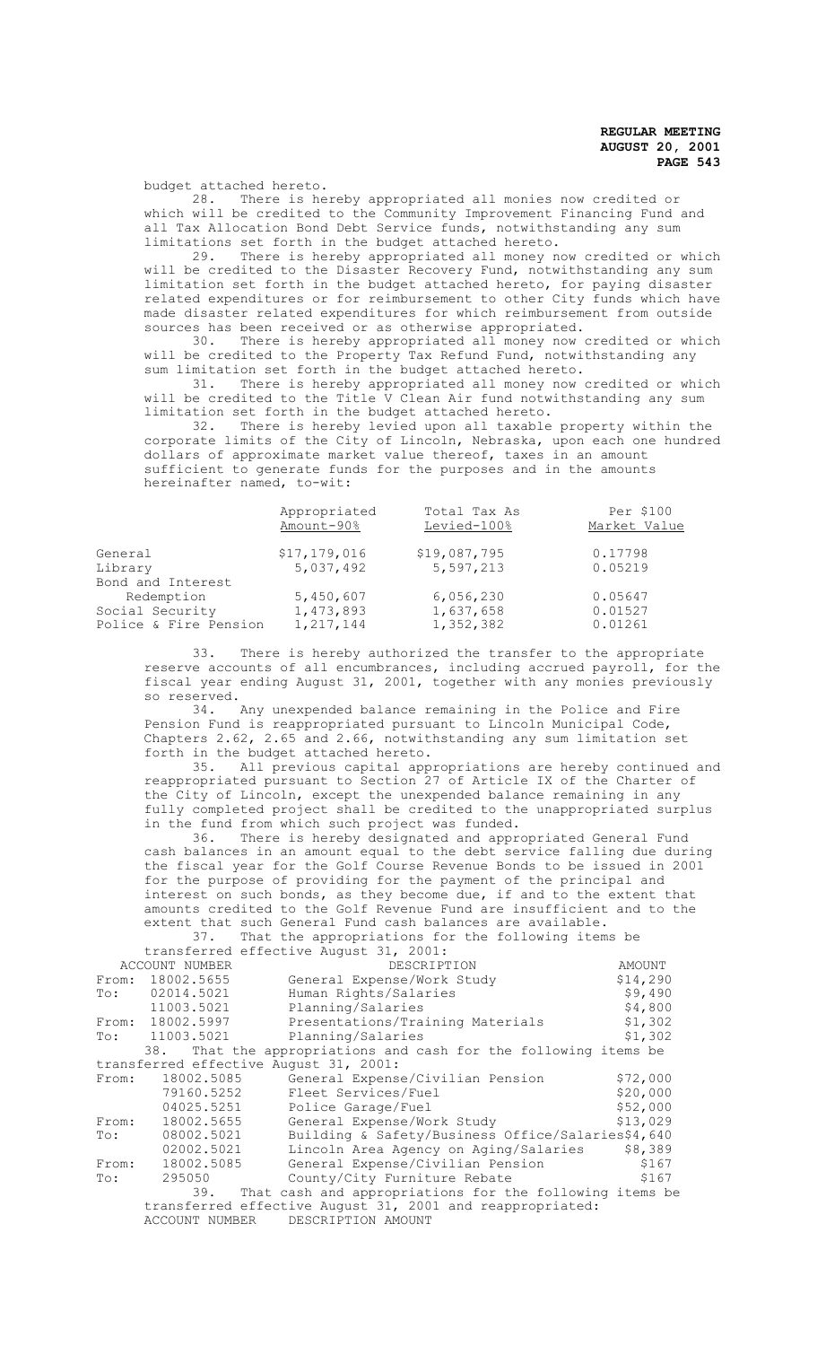budget attached hereto.

28. There is hereby appropriated all monies now credited or which will be credited to the Community Improvement Financing Fund and all Tax Allocation Bond Debt Service funds, notwithstanding any sum limitations set forth in the budget attached hereto.

29. There is hereby appropriated all money now credited or which will be credited to the Disaster Recovery Fund, notwithstanding any sum limitation set forth in the budget attached hereto, for paying disaster related expenditures or for reimbursement to other City funds which have made disaster related expenditures for which reimbursement from outside sources has been received or as otherwise appropriated.

30. There is hereby appropriated all money now credited or which will be credited to the Property Tax Refund Fund, notwithstanding any sum limitation set forth in the budget attached hereto.

31. There is hereby appropriated all money now credited or which will be credited to the Title V Clean Air fund notwithstanding any sum limitation set forth in the budget attached hereto.

32. There is hereby levied upon all taxable property within the corporate limits of the City of Lincoln, Nebraska, upon each one hundred dollars of approximate market value thereof, taxes in an amount sufficient to generate funds for the purposes and in the amounts hereinafter named, to-wit:

| | Appropriated Amount-90% | Total Tax As Levied-100% | Per $100 Market Value |
|---|---|---|---|
| General | $17,179,016 | $19,087,795 | 0.17798 |
| Library | 5,037,492 | 5,597,213 | 0.05219 |
| Bond and Interest Redemption | 5,450,607 | 6,056,230 | 0.05647 |
| Social Security | 1,473,893 | 1,637,658 | 0.01527 |
| Police & Fire Pension | 1,217,144 | 1,352,382 | 0.01261 |

33. There is hereby authorized the transfer to the appropriate reserve accounts of all encumbrances, including accrued payroll, for the fiscal year ending August 31, 2001, together with any monies previously so reserved.

34. Any unexpended balance remaining in the Police and Fire Pension Fund is reappropriated pursuant to Lincoln Municipal Code, Chapters 2.62, 2.65 and 2.66, notwithstanding any sum limitation set forth in the budget attached hereto.

35. All previous capital appropriations are hereby continued and reappropriated pursuant to Section 27 of Article IX of the Charter of the City of Lincoln, except the unexpended balance remaining in any fully completed project shall be credited to the unappropriated surplus in the fund from which such project was funded.

36. There is hereby designated and appropriated General Fund cash balances in an amount equal to the debt service falling due during the fiscal year for the Golf Course Revenue Bonds to be issued in 2001 for the purpose of providing for the payment of the principal and interest on such bonds, as they become due, if and to the extent that amounts credited to the Golf Revenue Fund are insufficient and to the extent that such General Fund cash balances are available.

37. That the appropriations for the following items be transferred effective August 31, 2001:

| | ACCOUNT NUMBER | DESCRIPTION | AMOUNT |
|---|---|---|---|
| From: | 18002.5655 | General Expense/Work Study | $14,290 |
| To: | 02014.5021 | Human Rights/Salaries | $9,490 |
| | 11003.5021 | Planning/Salaries | $4,800 |
| From: | 18002.5997 | Presentations/Training Materials | $1,302 |
| To: | 11003.5021 | Planning/Salaries | $1,302 |

38. That the appropriations and cash for the following items be transferred effective August 31, 2001:

| | ACCOUNT NUMBER | DESCRIPTION | AMOUNT |
|---|---|---|---|
| From: | 18002.5085 | General Expense/Civilian Pension | $72,000 |
| | 79160.5252 | Fleet Services/Fuel | $20,000 |
| | 04025.5251 | Police Garage/Fuel | $52,000 |
| From: | 18002.5655 | General Expense/Work Study | $13,029 |
| To: | 08002.5021 | Building & Safety/Business Office/Salaries | $4,640 |
| | 02002.5021 | Lincoln Area Agency on Aging/Salaries | $8,389 |
| From: | 18002.5085 | General Expense/Civilian Pension | $167 |
| To: | 295050 | County/City Furniture Rebate | $167 |

39. That cash and appropriations for the following items be transferred effective August 31, 2001 and reappropriated:

ACCOUNT NUMBER DESCRIPTION AMOUNT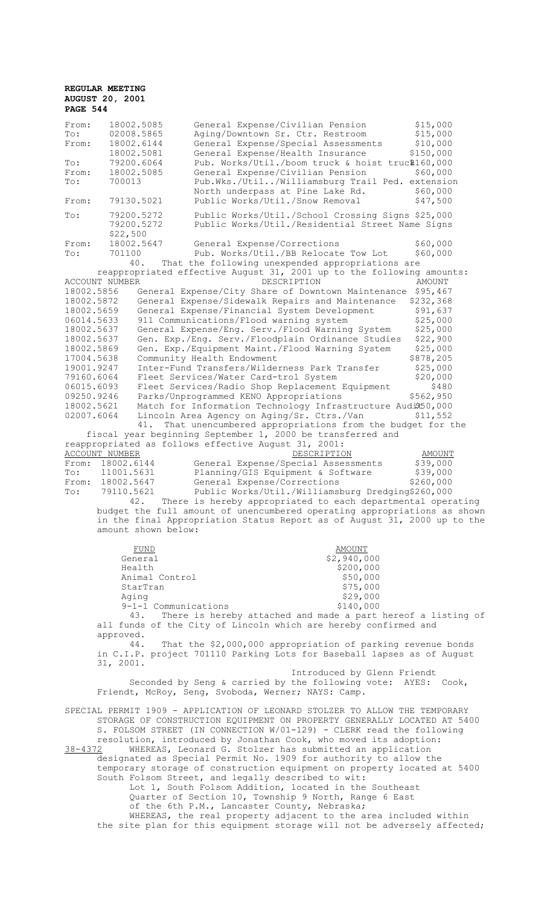| | | | |
|---|---|---|---|
| From: | 18002.5085 | General Expense/Civilian Pension | $15,000 |
| To: | 02008.5865 | Aging/Downtown Sr. Ctr. Restroom | $15,000 |
| From: | 18002.6144 | General Expense/Special Assessments | $10,000 |
| | 18002.5081 | General Expense/Health Insurance | $150,000 |
| To: | 79200.6064 | Pub. Works/Util./boom truck & hoist truck | $160,000 |
| From: | 18002.5085 | General Expense/Civilian Pension | $60,000 |
| To: | 700013 | Pub.Wks./Util../Williamsburg Trail Ped. extension North underpass at Pine Lake Rd. | $60,000 |
| From: | 79130.5021 | Public Works/Util./Snow Removal | $47,500 |
| To: | 79200.5272 | Public Works/Util./School Crossing Signs | $25,000 |
| | 79200.5272 | Public Works/Util./Residential Street Name Signs | $22,500 |
| From: | 18002.5647 | General Expense/Corrections | $60,000 |
| To: | 701100 | Pub. Works/Util./BB Relocate Tow Lot | $60,000 |

40. That the following unexpended appropriations are reappropriated effective August 31, 2001 up to the following amounts:

| ACCOUNT NUMBER | DESCRIPTION | AMOUNT |
|---|---|---|
| 18002.5856 | General Expense/City Share of Downtown Maintenance | $95,467 |
| 18002.5872 | General Expense/Sidewalk Repairs and Maintenance | $232,368 |
| 18002.5659 | General Expense/Financial System Development | $91,637 |
| 06014.5633 | 911 Communications/Flood warning system | $25,000 |
| 18002.5637 | General Expense/Eng. Serv./Flood Warning System | $25,000 |
| 18002.5637 | Gen. Exp./Eng. Serv./Floodplain Ordinance Studies | $22,900 |
| 18002.5869 | Gen. Exp./Equipment Maint./Flood Warning System | $25,000 |
| 17004.5638 | Community Health Endowment | $878,205 |
| 19001.9247 | Inter-Fund Transfers/Wilderness Park Transfer | $25,000 |
| 79160.6064 | Fleet Services/Water Card-trol System | $20,000 |
| 06015.6093 | Fleet Services/Radio Shop Replacement Equipment | $480 |
| 09250.9246 | Parks/Unprogrammed KENO Appropriations | $562,950 |
| 18002.5621 | Match for Information Technology Infrastructure Audit | $50,000 |
| 02007.6064 | Lincoln Area Agency on Aging/Sr. Ctrs./Van | $11,552 |

41. That unencumbered appropriations from the budget for the fiscal year beginning September 1, 2000 be transferred and reappropriated as follows effective August 31, 2001:

| | ACCOUNT NUMBER | DESCRIPTION | AMOUNT |
|---|---|---|---|
| From: | 18002.6144 | General Expense/Special Assessments | $39,000 |
| To: | 11001.5631 | Planning/GIS Equipment & Software | $39,000 |
| From: | 18002.5647 | General Expense/Corrections | $260,000 |
| To: | 79110.5621 | Public Works/Util./Williamsburg Dredging | $260,000 |

42. There is hereby appropriated to each departmental operating budget the full amount of unencumbered operating appropriations as shown in the final Appropriation Status Report as of August 31, 2000 up to the amount shown below:

| FUND | AMOUNT |
|---|---|
| General | $2,940,000 |
| Health | $200,000 |
| Animal Control | $50,000 |
| StarTran | $75,000 |
| Aging | $29,000 |
| 9-1-1 Communications | $140,000 |

43. There is hereby attached and made a part hereof a listing of all funds of the City of Lincoln which are hereby confirmed and approved.

44. That the $2,000,000 appropriation of parking revenue bonds in C.I.P. project 701110 Parking Lots for Baseball lapses as of August 31, 2001.

Introduced by Glenn Friendt

Seconded by Seng & carried by the following vote: AYES: Cook, Friendt, McRoy, Seng, Svoboda, Werner; NAYS: Camp.

SPECIAL PERMIT 1909 - APPLICATION OF LEONARD STOLZER TO ALLOW THE TEMPORARY STORAGE OF CONSTRUCTION EQUIPMENT ON PROPERTY GENERALLY LOCATED AT 5400 S. FOLSOM STREET (IN CONNECTION W/01-129) - CLERK read the following resolution, introduced by Jonathan Cook, who moved its adoption:

38-4372 WHEREAS, Leonard G. Stolzer has submitted an application designated as Special Permit No. 1909 for authority to allow the temporary storage of construction equipment on property located at 5400 South Folsom Street, and legally described to wit:

Lot 1, South Folsom Addition, located in the Southeast Quarter of Section 10, Township 9 North, Range 6 East of the 6th P.M., Lancaster County, Nebraska;

WHEREAS, the real property adjacent to the area included within the site plan for this equipment storage will not be adversely affected;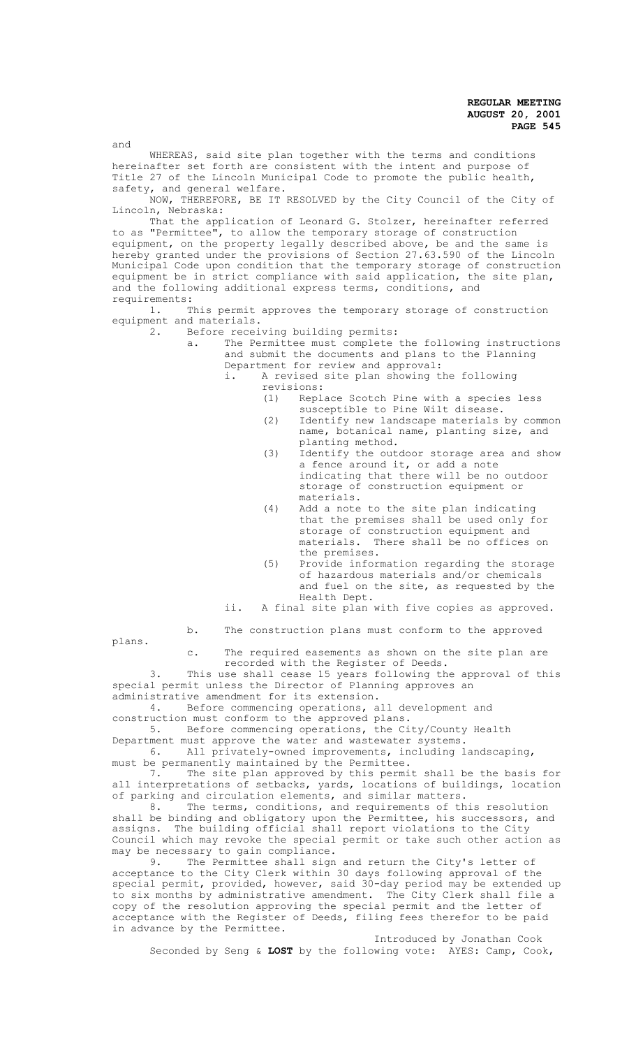and

WHEREAS, said site plan together with the terms and conditions hereinafter set forth are consistent with the intent and purpose of Title 27 of the Lincoln Municipal Code to promote the public health, safety, and general welfare.

NOW, THEREFORE, BE IT RESOLVED by the City Council of the City of Lincoln, Nebraska:

That the application of Leonard G. Stolzer, hereinafter referred to as "Permittee", to allow the temporary storage of construction equipment, on the property legally described above, be and the same is hereby granted under the provisions of Section 27.63.590 of the Lincoln Municipal Code upon condition that the temporary storage of construction equipment be in strict compliance with said application, the site plan, and the following additional express terms, conditions, and requirements:

1. This permit approves the temporary storage of construction equipment and materials.
2. Before receiving building permits:
   a. The Permittee must complete the following instructions and submit the documents and plans to the Planning Department for review and approval:
      i. A revised site plan showing the following revisions:
         (1) Replace Scotch Pine with a species less susceptible to Pine Wilt disease.
         (2) Identify new landscape materials by common name, botanical name, planting size, and planting method.
         (3) Identify the outdoor storage area and show a fence around it, or add a note indicating that there will be no outdoor storage of construction equipment or materials.
         (4) Add a note to the site plan indicating that the premises shall be used only for storage of construction equipment and materials. There shall be no offices on the premises.
         (5) Provide information regarding the storage of hazardous materials and/or chemicals and fuel on the site, as requested by the Health Dept.
      ii. A final site plan with five copies as approved.
   b. The construction plans must conform to the approved plans.
   c. The required easements as shown on the site plan are recorded with the Register of Deeds.
3. This use shall cease 15 years following the approval of this special permit unless the Director of Planning approves an administrative amendment for its extension.
4. Before commencing operations, all development and construction must conform to the approved plans.
5. Before commencing operations, the City/County Health Department must approve the water and wastewater systems.
6. All privately-owned improvements, including landscaping, must be permanently maintained by the Permittee.
7. The site plan approved by this permit shall be the basis for all interpretations of setbacks, yards, locations of buildings, location of parking and circulation elements, and similar matters.
8. The terms, conditions, and requirements of this resolution shall be binding and obligatory upon the Permittee, his successors, and assigns. The building official shall report violations to the City Council which may revoke the special permit or take such other action as may be necessary to gain compliance.
9. The Permittee shall sign and return the City's letter of acceptance to the City Clerk within 30 days following approval of the special permit, provided, however, said 30-day period may be extended up to six months by administrative amendment. The City Clerk shall file a copy of the resolution approving the special permit and the letter of acceptance with the Register of Deeds, filing fees therefor to be paid in advance by the Permittee.

Introduced by Jonathan Cook

Seconded by Seng & **LOST** by the following vote: AYES: Camp, Cook,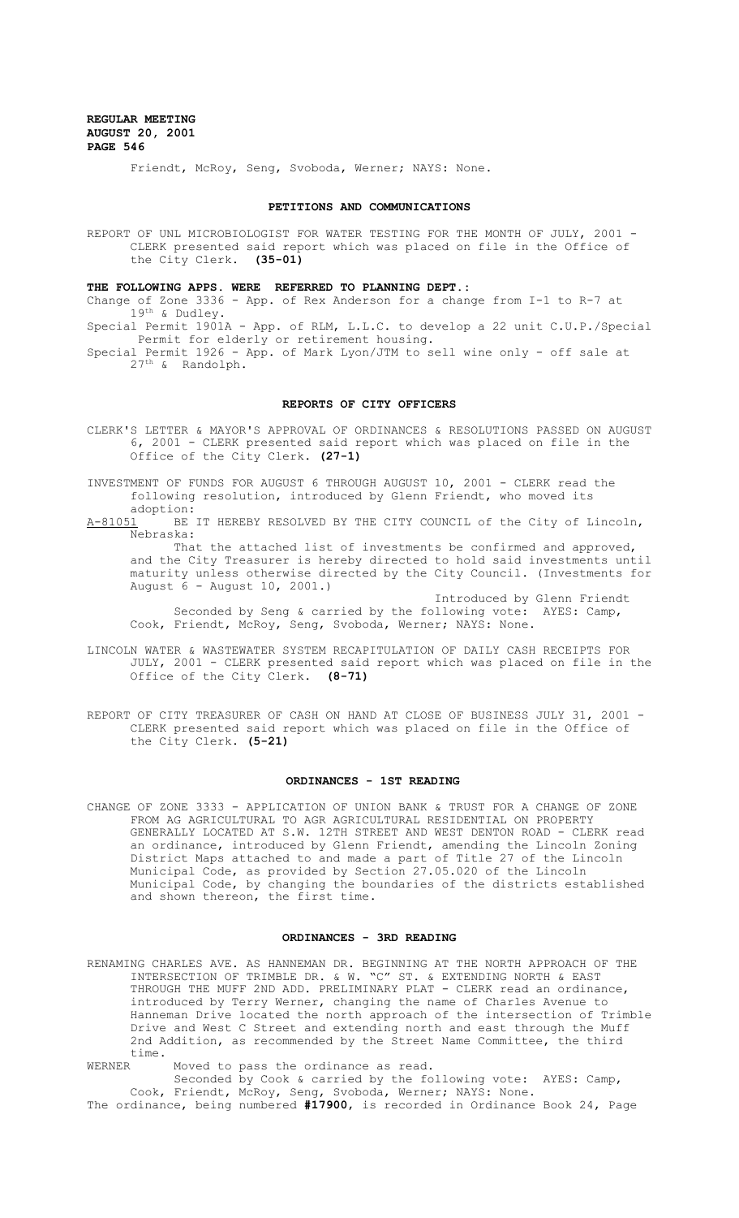Friendt, McRoy, Seng, Svoboda, Werner; NAYS: None.

## PETITIONS AND COMMUNICATIONS

REPORT OF UNL MICROBIOLOGIST FOR WATER TESTING FOR THE MONTH OF JULY, 2001 - CLERK presented said report which was placed on file in the Office of the City Clerk. **(35-01)**

**THE FOLLOWING APPS. WERE REFERRED TO PLANNING DEPT.:**

Change of Zone 3336 - App. of Rex Anderson for a change from I-1 to R-7 at 19th & Dudley.

Special Permit 1901A - App. of RLM, L.L.C. to develop a 22 unit C.U.P./Special Permit for elderly or retirement housing.

Special Permit 1926 - App. of Mark Lyon/JTM to sell wine only - off sale at 27th & Randolph.

## REPORTS OF CITY OFFICERS

CLERK'S LETTER & MAYOR'S APPROVAL OF ORDINANCES & RESOLUTIONS PASSED ON AUGUST 6, 2001 - CLERK presented said report which was placed on file in the Office of the City Clerk. **(27-1)**

INVESTMENT OF FUNDS FOR AUGUST 6 THROUGH AUGUST 10, 2001 - CLERK read the following resolution, introduced by Glenn Friendt, who moved its adoption:

A-81051 BE IT HEREBY RESOLVED BY THE CITY COUNCIL of the City of Lincoln, Nebraska:

That the attached list of investments be confirmed and approved, and the City Treasurer is hereby directed to hold said investments until maturity unless otherwise directed by the City Council. (Investments for August 6 - August 10, 2001.)

Introduced by Glenn Friendt

Seconded by Seng & carried by the following vote: AYES: Camp, Cook, Friendt, McRoy, Seng, Svoboda, Werner; NAYS: None.

LINCOLN WATER & WASTEWATER SYSTEM RECAPITULATION OF DAILY CASH RECEIPTS FOR JULY, 2001 - CLERK presented said report which was placed on file in the Office of the City Clerk. **(8-71)**

REPORT OF CITY TREASURER OF CASH ON HAND AT CLOSE OF BUSINESS JULY 31, 2001 - CLERK presented said report which was placed on file in the Office of the City Clerk. **(5-21)**

## ORDINANCES - 1ST READING

CHANGE OF ZONE 3333 - APPLICATION OF UNION BANK & TRUST FOR A CHANGE OF ZONE FROM AG AGRICULTURAL TO AGR AGRICULTURAL RESIDENTIAL ON PROPERTY GENERALLY LOCATED AT S.W. 12TH STREET AND WEST DENTON ROAD - CLERK read an ordinance, introduced by Glenn Friendt, amending the Lincoln Zoning District Maps attached to and made a part of Title 27 of the Lincoln Municipal Code, as provided by Section 27.05.020 of the Lincoln Municipal Code, by changing the boundaries of the districts established and shown thereon, the first time.

## ORDINANCES - 3RD READING

RENAMING CHARLES AVE. AS HANNEMAN DR. BEGINNING AT THE NORTH APPROACH OF THE INTERSECTION OF TRIMBLE DR. & W. "C" ST. & EXTENDING NORTH & EAST THROUGH THE MUFF 2ND ADD. PRELIMINARY PLAT - CLERK read an ordinance, introduced by Terry Werner, changing the name of Charles Avenue to Hanneman Drive located the north approach of the intersection of Trimble Drive and West C Street and extending north and east through the Muff 2nd Addition, as recommended by the Street Name Committee, the third time.

WERNER Moved to pass the ordinance as read.

Seconded by Cook & carried by the following vote: AYES: Camp, Cook, Friendt, McRoy, Seng, Svoboda, Werner; NAYS: None.

The ordinance, being numbered **#17900**, is recorded in Ordinance Book 24, Page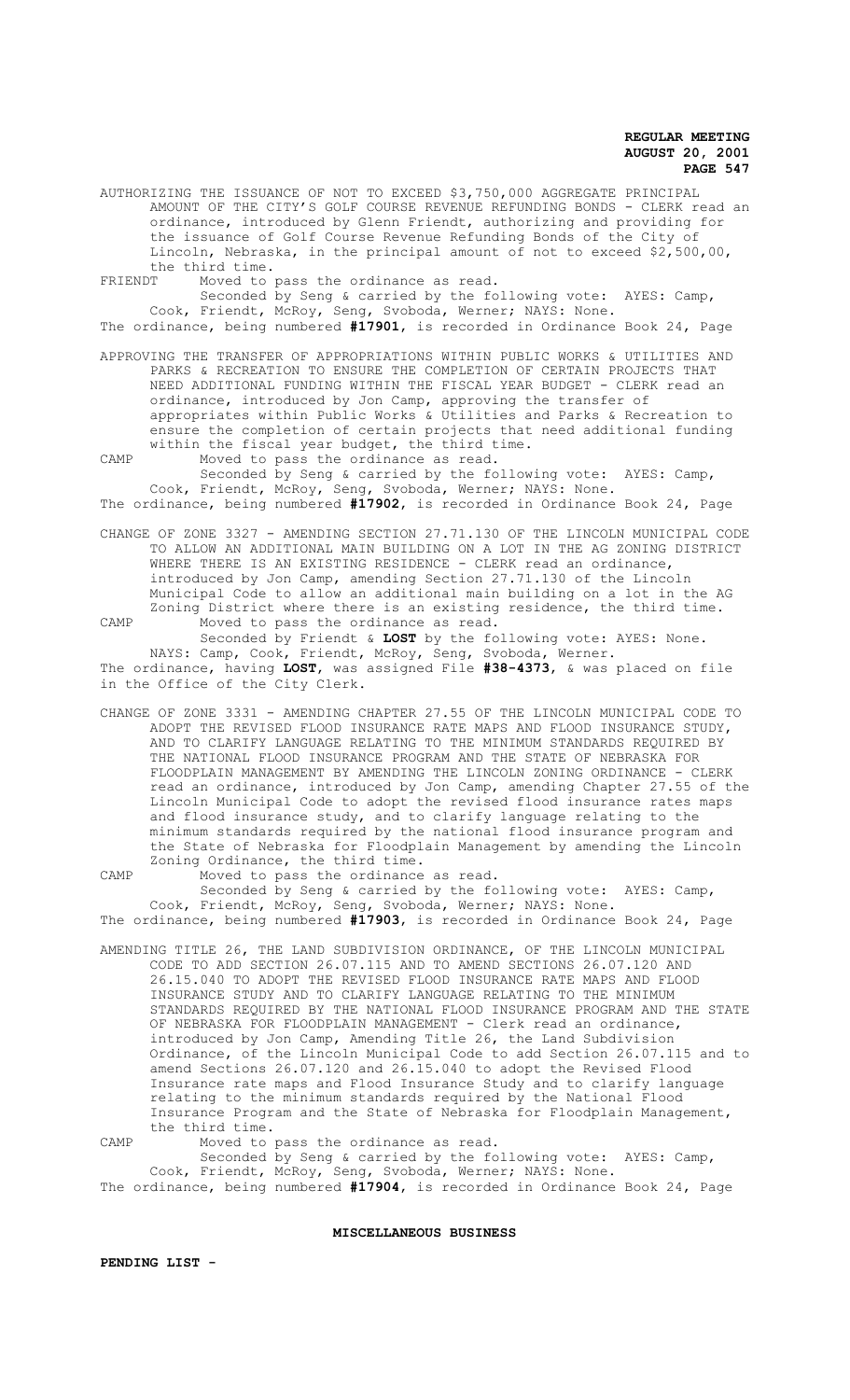AUTHORIZING THE ISSUANCE OF NOT TO EXCEED $3,750,000 AGGREGATE PRINCIPAL AMOUNT OF THE CITY'S GOLF COURSE REVENUE REFUNDING BONDS - CLERK read an ordinance, introduced by Glenn Friendt, authorizing and providing for the issuance of Golf Course Revenue Refunding Bonds of the City of Lincoln, Nebraska, in the principal amount of not to exceed $2,500,00, the third time.

FRIENDT Moved to pass the ordinance as read.

Seconded by Seng & carried by the following vote: AYES: Camp, Cook, Friendt, McRoy, Seng, Svoboda, Werner; NAYS: None.

The ordinance, being numbered **#17901**, is recorded in Ordinance Book 24, Page

APPROVING THE TRANSFER OF APPROPRIATIONS WITHIN PUBLIC WORKS & UTILITIES AND PARKS & RECREATION TO ENSURE THE COMPLETION OF CERTAIN PROJECTS THAT NEED ADDITIONAL FUNDING WITHIN THE FISCAL YEAR BUDGET - CLERK read an ordinance, introduced by Jon Camp, approving the transfer of appropriates within Public Works & Utilities and Parks & Recreation to ensure the completion of certain projects that need additional funding within the fiscal year budget, the third time.

CAMP Moved to pass the ordinance as read.

Seconded by Seng & carried by the following vote: AYES: Camp, Cook, Friendt, McRoy, Seng, Svoboda, Werner; NAYS: None.

The ordinance, being numbered **#17902**, is recorded in Ordinance Book 24, Page

CHANGE OF ZONE 3327 - AMENDING SECTION 27.71.130 OF THE LINCOLN MUNICIPAL CODE TO ALLOW AN ADDITIONAL MAIN BUILDING ON A LOT IN THE AG ZONING DISTRICT WHERE THERE IS AN EXISTING RESIDENCE - CLERK read an ordinance, introduced by Jon Camp, amending Section 27.71.130 of the Lincoln Municipal Code to allow an additional main building on a lot in the AG Zoning District where there is an existing residence, the third time.

CAMP Moved to pass the ordinance as read.

Seconded by Friendt & **LOST** by the following vote: AYES: None. NAYS: Camp, Cook, Friendt, McRoy, Seng, Svoboda, Werner.

The ordinance, having **LOST**, was assigned File **#38-4373**, & was placed on file in the Office of the City Clerk.

CHANGE OF ZONE 3331 - AMENDING CHAPTER 27.55 OF THE LINCOLN MUNICIPAL CODE TO ADOPT THE REVISED FLOOD INSURANCE RATE MAPS AND FLOOD INSURANCE STUDY, AND TO CLARIFY LANGUAGE RELATING TO THE MINIMUM STANDARDS REQUIRED BY THE NATIONAL FLOOD INSURANCE PROGRAM AND THE STATE OF NEBRASKA FOR FLOODPLAIN MANAGEMENT BY AMENDING THE LINCOLN ZONING ORDINANCE - CLERK read an ordinance, introduced by Jon Camp, amending Chapter 27.55 of the Lincoln Municipal Code to adopt the revised flood insurance rates maps and flood insurance study, and to clarify language relating to the minimum standards required by the national flood insurance program and the State of Nebraska for Floodplain Management by amending the Lincoln Zoning Ordinance, the third time.

CAMP Moved to pass the ordinance as read.

Seconded by Seng & carried by the following vote: AYES: Camp, Cook, Friendt, McRoy, Seng, Svoboda, Werner; NAYS: None.

The ordinance, being numbered **#17903**, is recorded in Ordinance Book 24, Page

AMENDING TITLE 26, THE LAND SUBDIVISION ORDINANCE, OF THE LINCOLN MUNICIPAL CODE TO ADD SECTION 26.07.115 AND TO AMEND SECTIONS 26.07.120 AND 26.15.040 TO ADOPT THE REVISED FLOOD INSURANCE RATE MAPS AND FLOOD INSURANCE STUDY AND TO CLARIFY LANGUAGE RELATING TO THE MINIMUM STANDARDS REQUIRED BY THE NATIONAL FLOOD INSURANCE PROGRAM AND THE STATE OF NEBRASKA FOR FLOODPLAIN MANAGEMENT - Clerk read an ordinance, introduced by Jon Camp, Amending Title 26, the Land Subdivision Ordinance, of the Lincoln Municipal Code to add Section 26.07.115 and to amend Sections 26.07.120 and 26.15.040 to adopt the Revised Flood Insurance rate maps and Flood Insurance Study and to clarify language relating to the minimum standards required by the National Flood Insurance Program and the State of Nebraska for Floodplain Management, the third time.

CAMP Moved to pass the ordinance as read.

Seconded by Seng & carried by the following vote: AYES: Camp, Cook, Friendt, McRoy, Seng, Svoboda, Werner; NAYS: None.

The ordinance, being numbered **#17904**, is recorded in Ordinance Book 24, Page

## MISCELLANEOUS BUSINESS

**PENDING LIST -**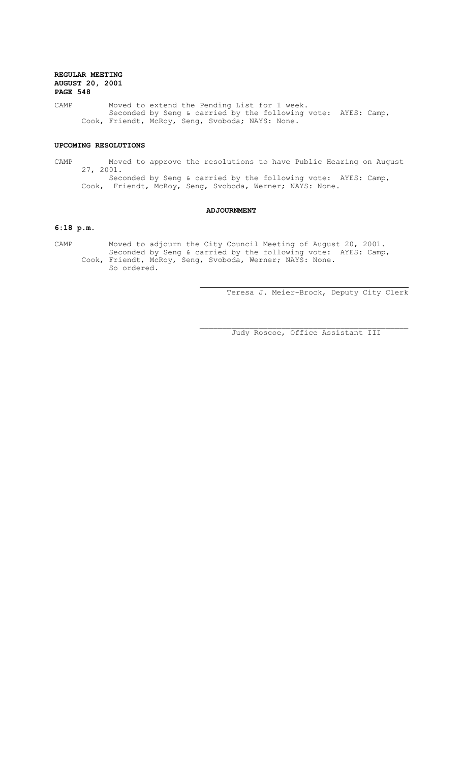CAMP Moved to extend the Pending List for 1 week.
Seconded by Seng & carried by the following vote: AYES: Camp, Cook, Friendt, McRoy, Seng, Svoboda; NAYS: None.

**UPCOMING RESOLUTIONS**

CAMP Moved to approve the resolutions to have Public Hearing on August 27, 2001.
Seconded by Seng & carried by the following vote: AYES: Camp, Cook, Friendt, McRoy, Seng, Svoboda, Werner; NAYS: None.

**ADJOURNMENT**

**6:18 p.m.**

CAMP Moved to adjourn the City Council Meeting of August 20, 2001.
Seconded by Seng & carried by the following vote: AYES: Camp, Cook, Friendt, McRoy, Seng, Svoboda, Werner; NAYS: None.
So ordered.

Teresa J. Meier-Brock, Deputy City Clerk

Judy Roscoe, Office Assistant III